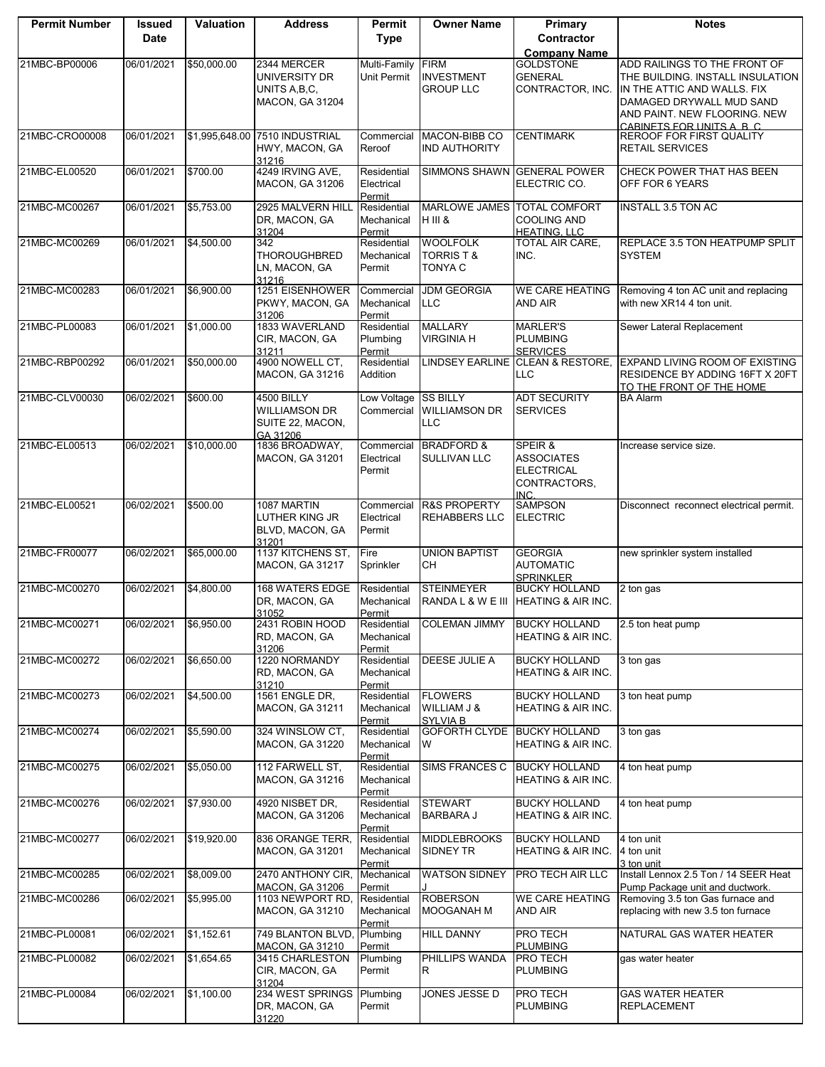| Permit Number | Issued Date | Valuation | Address | Permit Type | Owner Name | Primary Contractor Company Name | Notes |
|---|---|---|---|---|---|---|---|
| 21MBC-BP00006 | 06/01/2021 | $50,000.00 | 2344 MERCER UNIVERSITY DR UNITS A,B,C, MACON, GA 31204 | Multi-Family Unit Permit | FIRM INVESTMENT GROUP LLC | GOLDSTONE GENERAL CONTRACTOR, INC. | ADD RAILINGS TO THE FRONT OF THE BUILDING. INSTALL INSULATION IN THE ATTIC AND WALLS. FIX DAMAGED DRYWALL MUD SAND AND PAINT. NEW FLOORING. NEW CABINETS FOR UNITS A, B, C |
| 21MBC-CRO00008 | 06/01/2021 | $1,995,648.00 | 7510 INDUSTRIAL HWY, MACON, GA 31216 | Commercial Reroof | MACON-BIBB CO IND AUTHORITY | CENTIMARK | REROOF FOR FIRST QUALITY RETAIL SERVICES |
| 21MBC-EL00520 | 06/01/2021 | $700.00 | 4249 IRVING AVE, MACON, GA 31206 | Residential Electrical Permit | SIMMONS SHAWN | GENERAL POWER ELECTRIC CO. | CHECK POWER THAT HAS BEEN OFF FOR 6 YEARS |
| 21MBC-MC00267 | 06/01/2021 | $5,753.00 | 2925 MALVERN HILL DR, MACON, GA 31204 | Residential Mechanical Permit | MARLOWE JAMES H III & | TOTAL COMFORT COOLING AND HEATING, LLC | INSTALL 3.5 TON AC |
| 21MBC-MC00269 | 06/01/2021 | $4,500.00 | 342 THOROUGHBRED LN, MACON, GA 31216 | Residential Mechanical Permit | WOOLFOLK TORRIS T & TONYA C | TOTAL AIR CARE, INC. | REPLACE 3.5 TON HEATPUMP SPLIT SYSTEM |
| 21MBC-MC00283 | 06/01/2021 | $6,900.00 | 1251 EISENHOWER PKWY, MACON, GA 31206 | Commercial Mechanical Permit | JDM GEORGIA LLC | WE CARE HEATING AND AIR | Removing 4 ton AC unit and replacing with new XR14 4 ton unit. |
| 21MBC-PL00083 | 06/01/2021 | $1,000.00 | 1833 WAVERLAND CIR, MACON, GA 31211 | Residential Plumbing Permit | MALLARY VIRGINIA H | MARLER'S PLUMBING SERVICES | Sewer Lateral Replacement |
| 21MBC-RBP00292 | 06/01/2021 | $50,000.00 | 4900 NOWELL CT, MACON, GA 31216 | Residential Addition | LINDSEY EARLINE | CLEAN & RESTORE, LLC | EXPAND LIVING ROOM OF EXISTING RESIDENCE BY ADDING 16FT X 20FT TO THE FRONT OF THE HOME |
| 21MBC-CLV00030 | 06/02/2021 | $600.00 | 4500 BILLY WILLIAMSON DR SUITE 22, MACON, GA 31206 | Low Voltage Commercial | SS BILLY WILLIAMSON DR LLC | ADT SECURITY SERVICES | BA Alarm |
| 21MBC-EL00513 | 06/02/2021 | $10,000.00 | 1836 BROADWAY, MACON, GA 31201 | Commercial Electrical Permit | BRADFORD & SULLIVAN LLC | SPEIR & ASSOCIATES ELECTRICAL CONTRACTORS, INC. | Increase service size. |
| 21MBC-EL00521 | 06/02/2021 | $500.00 | 1087 MARTIN LUTHER KING JR BLVD, MACON, GA 31201 | Commercial Electrical Permit | R&S PROPERTY REHABBERS LLC | SAMPSON ELECTRIC | Disconnect reconnect electrical permit. |
| 21MBC-FR00077 | 06/02/2021 | $65,000.00 | 1137 KITCHENS ST, MACON, GA 31217 | Fire Sprinkler | UNION BAPTIST CH | GEORGIA AUTOMATIC SPRINKLER | new sprinkler system installed |
| 21MBC-MC00270 | 06/02/2021 | $4,800.00 | 168 WATERS EDGE DR, MACON, GA 31052 | Residential Mechanical Permit | STEINMEYER RANDA L & W E III | BUCKY HOLLAND HEATING & AIR INC. | 2 ton gas |
| 21MBC-MC00271 | 06/02/2021 | $6,950.00 | 2431 ROBIN HOOD RD, MACON, GA 31206 | Residential Mechanical Permit | COLEMAN JIMMY | BUCKY HOLLAND HEATING & AIR INC. | 2.5 ton heat pump |
| 21MBC-MC00272 | 06/02/2021 | $6,650.00 | 1220 NORMANDY RD, MACON, GA 31210 | Residential Mechanical Permit | DEESE JULIE A | BUCKY HOLLAND HEATING & AIR INC. | 3 ton gas |
| 21MBC-MC00273 | 06/02/2021 | $4,500.00 | 1561 ENGLE DR, MACON, GA 31211 | Residential Mechanical Permit | FLOWERS WILLIAM J & SYLVIA B | BUCKY HOLLAND HEATING & AIR INC. | 3 ton heat pump |
| 21MBC-MC00274 | 06/02/2021 | $5,590.00 | 324 WINSLOW CT, MACON, GA 31220 | Residential Mechanical Permit | GOFORTH CLYDE W | BUCKY HOLLAND HEATING & AIR INC. | 3 ton gas |
| 21MBC-MC00275 | 06/02/2021 | $5,050.00 | 112 FARWELL ST, MACON, GA 31216 | Residential Mechanical Permit | SIMS FRANCES C | BUCKY HOLLAND HEATING & AIR INC. | 4 ton heat pump |
| 21MBC-MC00276 | 06/02/2021 | $7,930.00 | 4920 NISBET DR, MACON, GA 31206 | Residential Mechanical Permit | STEWART BARBARA J | BUCKY HOLLAND HEATING & AIR INC. | 4 ton heat pump |
| 21MBC-MC00277 | 06/02/2021 | $19,920.00 | 836 ORANGE TERR, MACON, GA 31201 | Residential Mechanical Permit | MIDDLEBROOKS SIDNEY TR | BUCKY HOLLAND HEATING & AIR INC. | 4 ton unit 4 ton unit 3 ton unit |
| 21MBC-MC00285 | 06/02/2021 | $8,009.00 | 2470 ANTHONY CIR, MACON, GA 31206 | Mechanical Permit | WATSON SIDNEY J | PRO TECH AIR LLC | Install Lennox 2.5 Ton / 14 SEER Heat Pump Package unit and ductwork. |
| 21MBC-MC00286 | 06/02/2021 | $5,995.00 | 1103 NEWPORT RD, MACON, GA 31210 | Residential Mechanical Permit | ROBERSON MOOGANAH M | WE CARE HEATING AND AIR | Removing 3.5 ton Gas furnace and replacing with new 3.5 ton furnace |
| 21MBC-PL00081 | 06/02/2021 | $1,152.61 | 749 BLANTON BLVD, MACON, GA 31210 | Plumbing Permit | HILL DANNY | PRO TECH PLUMBING | NATURAL GAS WATER HEATER |
| 21MBC-PL00082 | 06/02/2021 | $1,654.65 | 3415 CHARLESTON CIR, MACON, GA 31204 | Plumbing Permit | PHILLIPS WANDA R | PRO TECH PLUMBING | gas water heater |
| 21MBC-PL00084 | 06/02/2021 | $1,100.00 | 234 WEST SPRINGS DR, MACON, GA 31220 | Plumbing Permit | JONES JESSE D | PRO TECH PLUMBING | GAS WATER HEATER REPLACEMENT |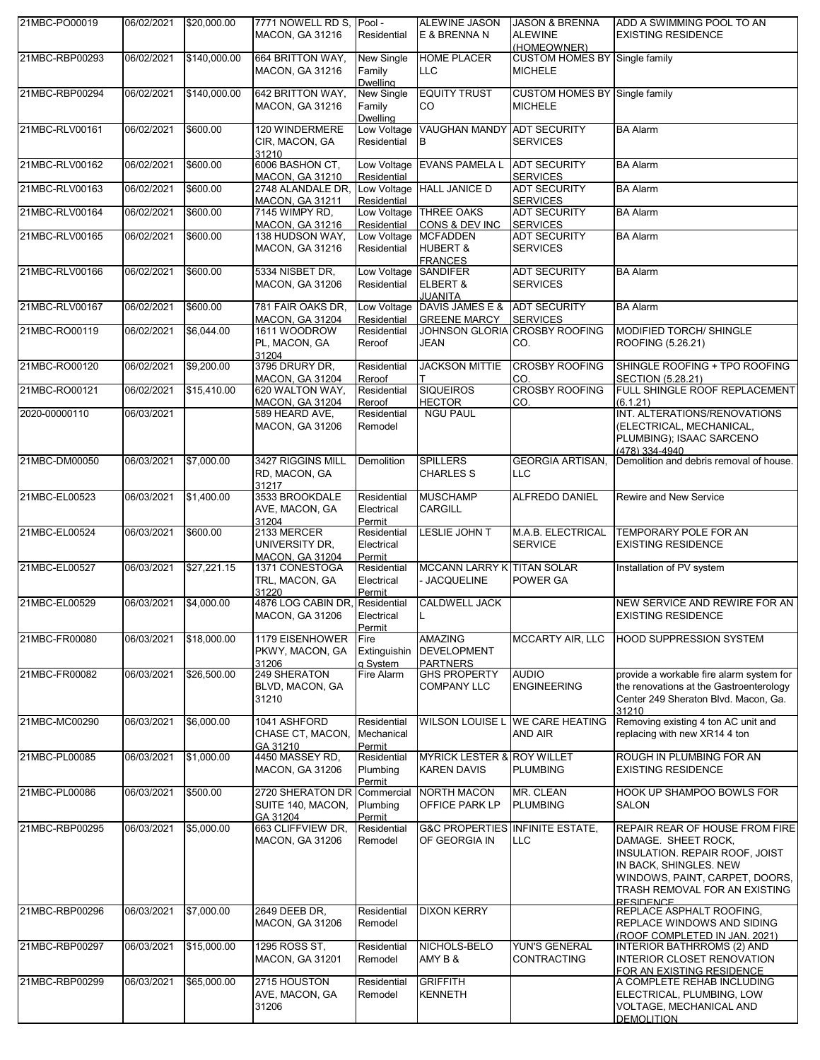| | | | | | | | |
|---|---|---|---|---|---|---|---|
| 21MBC-PO00019 | 06/02/2021 | $20,000.00 | 7771 NOWELL RD S, MACON, GA 31216 | Pool - Residential | ALEWINE JASON E & BRENNA N | JASON & BRENNA ALEWINE (HOMEOWNER) | ADD A SWIMMING POOL TO AN EXISTING RESIDENCE |
| 21MBC-RBP00293 | 06/02/2021 | $140,000.00 | 664 BRITTON WAY, MACON, GA 31216 | New Single Family Dwelling | HOME PLACER LLC | CUSTOM HOMES BY MICHELE | Single family |
| 21MBC-RBP00294 | 06/02/2021 | $140,000.00 | 642 BRITTON WAY, MACON, GA 31216 | New Single Family Dwelling | EQUITY TRUST CO | CUSTOM HOMES BY MICHELE | Single family |
| 21MBC-RLV00161 | 06/02/2021 | $600.00 | 120 WINDERMERE CIR, MACON, GA 31210 | Low Voltage Residential | VAUGHAN MANDY B | ADT SECURITY SERVICES | BA Alarm |
| 21MBC-RLV00162 | 06/02/2021 | $600.00 | 6006 BASHON CT, MACON, GA 31210 | Low Voltage Residential | EVANS PAMELA L | ADT SECURITY SERVICES | BA Alarm |
| 21MBC-RLV00163 | 06/02/2021 | $600.00 | 2748 ALANDALE DR, MACON, GA 31211 | Low Voltage Residential | HALL JANICE D | ADT SECURITY SERVICES | BA Alarm |
| 21MBC-RLV00164 | 06/02/2021 | $600.00 | 7145 WIMPY RD, MACON, GA 31216 | Low Voltage Residential | THREE OAKS CONS & DEV INC | ADT SECURITY SERVICES | BA Alarm |
| 21MBC-RLV00165 | 06/02/2021 | $600.00 | 138 HUDSON WAY, MACON, GA 31216 | Low Voltage Residential | MCFADDEN HUBERT & FRANCES | ADT SECURITY SERVICES | BA Alarm |
| 21MBC-RLV00166 | 06/02/2021 | $600.00 | 5334 NISBET DR, MACON, GA 31206 | Low Voltage Residential | SANDIFER ELBERT & JUANITA | ADT SECURITY SERVICES | BA Alarm |
| 21MBC-RLV00167 | 06/02/2021 | $600.00 | 781 FAIR OAKS DR, MACON, GA 31204 | Low Voltage Residential | DAVIS JAMES E & GREENE MARCY | ADT SECURITY SERVICES | BA Alarm |
| 21MBC-RO00119 | 06/02/2021 | $6,044.00 | 1611 WOODROW PL, MACON, GA 31204 | Residential Reroof | JOHNSON GLORIA JEAN | CROSBY ROOFING CO. | MODIFIED TORCH/ SHINGLE ROOFING (5.26.21) |
| 21MBC-RO00120 | 06/02/2021 | $9,200.00 | 3795 DRURY DR, MACON, GA 31204 | Residential Reroof | JACKSON MITTIE T | CROSBY ROOFING CO. | SHINGLE ROOFING + TPO ROOFING SECTION (5.28.21) |
| 21MBC-RO00121 | 06/02/2021 | $15,410.00 | 620 WALTON WAY, MACON, GA 31204 | Residential Reroof | SIQUEIROS HECTOR | CROSBY ROOFING CO. | FULL SHINGLE ROOF REPLACEMENT (6.1.21) |
| 2020-00000110 | 06/03/2021 | | 589 HEARD AVE, MACON, GA 31206 | Residential Remodel | NGU PAUL | | INT. ALTERATIONS/RENOVATIONS (ELECTRICAL, MECHANICAL, PLUMBING); ISAAC SARCENO (478) 334-4940 |
| 21MBC-DM00050 | 06/03/2021 | $7,000.00 | 3427 RIGGINS MILL RD, MACON, GA 31217 | Demolition | SPILLERS CHARLES S | GEORGIA ARTISAN, LLC | Demolition and debris removal of house. |
| 21MBC-EL00523 | 06/03/2021 | $1,400.00 | 3533 BROOKDALE AVE, MACON, GA 31204 | Residential Electrical Permit | MUSCHAMP CARGILL | ALFREDO DANIEL | Rewire and New Service |
| 21MBC-EL00524 | 06/03/2021 | $600.00 | 2133 MERCER UNIVERSITY DR, MACON, GA 31204 | Residential Electrical Permit | LESLIE JOHN T | M.A.B. ELECTRICAL SERVICE | TEMPORARY POLE FOR AN EXISTING RESIDENCE |
| 21MBC-EL00527 | 06/03/2021 | $27,221.15 | 1371 CONESTOGA TRL, MACON, GA 31220 | Residential Electrical Permit | MCCANN LARRY K - JACQUELINE | TITAN SOLAR POWER GA | Installation of PV system |
| 21MBC-EL00529 | 06/03/2021 | $4,000.00 | 4876 LOG CABIN DR, MACON, GA 31206 | Residential Electrical Permit | CALDWELL JACK L | | NEW SERVICE AND REWIRE FOR AN EXISTING RESIDENCE |
| 21MBC-FR00080 | 06/03/2021 | $18,000.00 | 1179 EISENHOWER PKWY, MACON, GA 31206 | Fire Extinguishing System | AMAZING DEVELOPMENT PARTNERS | MCCARTY AIR, LLC | HOOD SUPPRESSION SYSTEM |
| 21MBC-FR00082 | 06/03/2021 | $26,500.00 | 249 SHERATON BLVD, MACON, GA 31210 | Fire Alarm | GHS PROPERTY COMPANY LLC | AUDIO ENGINEERING | provide a workable fire alarm system for the renovations at the Gastroenterology Center 249 Sheraton Blvd. Macon, Ga. 31210 |
| 21MBC-MC00290 | 06/03/2021 | $6,000.00 | 1041 ASHFORD CHASE CT, MACON, GA 31210 | Residential Mechanical Permit | WILSON LOUISE L | WE CARE HEATING AND AIR | Removing existing 4 ton AC unit and replacing with new XR14 4 ton |
| 21MBC-PL00085 | 06/03/2021 | $1,000.00 | 4450 MASSEY RD, MACON, GA 31206 | Residential Plumbing Permit | MYRICK LESTER & KAREN DAVIS | ROY WILLET PLUMBING | ROUGH IN PLUMBING FOR AN EXISTING RESIDENCE |
| 21MBC-PL00086 | 06/03/2021 | $500.00 | 2720 SHERATON DR SUITE 140, MACON, GA 31204 | Commercial Plumbing Permit | NORTH MACON OFFICE PARK LP | MR. CLEAN PLUMBING | HOOK UP SHAMPOO BOWLS FOR SALON |
| 21MBC-RBP00295 | 06/03/2021 | $5,000.00 | 663 CLIFFVIEW DR, MACON, GA 31206 | Residential Remodel | G&C PROPERTIES OF GEORGIA IN | INFINITE ESTATE, LLC | REPAIR REAR OF HOUSE FROM FIRE DAMAGE. SHEET ROCK, INSULATION. REPAIR ROOF, JOIST IN BACK, SHINGLES. NEW WINDOWS, PAINT, CARPET, DOORS, TRASH REMOVAL FOR AN EXISTING RESIDENCE |
| 21MBC-RBP00296 | 06/03/2021 | $7,000.00 | 2649 DEEB DR, MACON, GA 31206 | Residential Remodel | DIXON KERRY | | REPLACE ASPHALT ROOFING, REPLACE WINDOWS AND SIDING (ROOF COMPLETED IN JAN. 2021) |
| 21MBC-RBP00297 | 06/03/2021 | $15,000.00 | 1295 ROSS ST, MACON, GA 31201 | Residential Remodel | NICHOLS-BELO AMY B & | YUN'S GENERAL CONTRACTING | INTERIOR BATHRROMS (2) AND INTERIOR CLOSET RENOVATION FOR AN EXISTING RESIDENCE |
| 21MBC-RBP00299 | 06/03/2021 | $65,000.00 | 2715 HOUSTON AVE, MACON, GA 31206 | Residential Remodel | GRIFFITH KENNETH | | A COMPLETE REHAB INCLUDING ELECTRICAL, PLUMBING, LOW VOLTAGE, MECHANICAL AND DEMOLITION |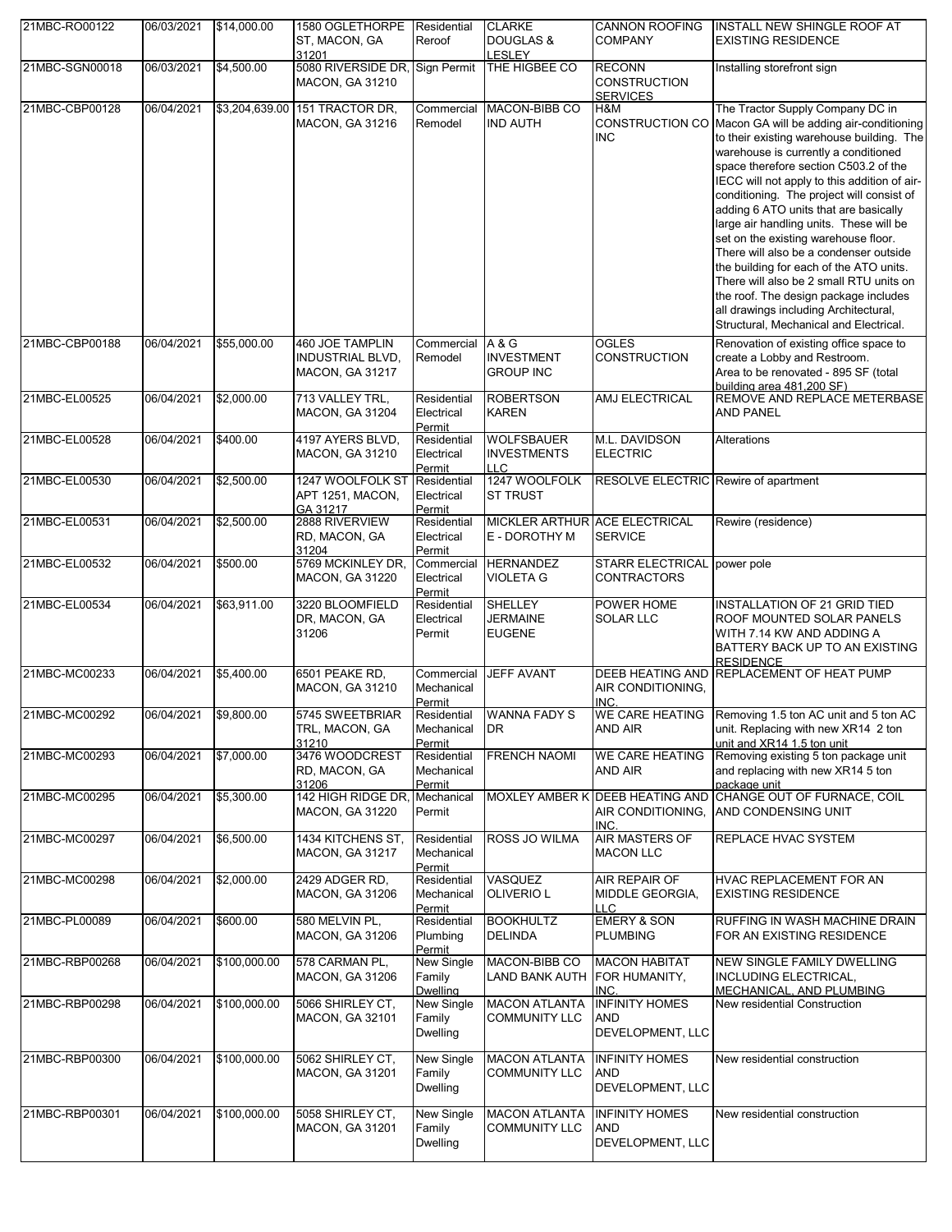| 21MBC-RO00122 | 06/03/2021 | $14,000.00 | 1580 OGLETHORPE ST, MACON, GA 31201 | Residential Reroof | CLARKE DOUGLAS & LESLEY | CANNON ROOFING COMPANY | INSTALL NEW SHINGLE ROOF AT EXISTING RESIDENCE |
|---|---|---|---|---|---|---|---|
| 21MBC-SGN00018 | 06/03/2021 | $4,500.00 | 5080 RIVERSIDE DR, MACON, GA 31210 | Sign Permit | THE HIGBEE CO | RECONN CONSTRUCTION SERVICES | Installing storefront sign |
| 21MBC-CBP00128 | 06/04/2021 | $3,204,639.00 | 151 TRACTOR DR, MACON, GA 31216 | Commercial Remodel | MACON-BIBB CO IND AUTH | H&M CONSTRUCTION CO INC | The Tractor Supply Company DC in Macon GA will be adding air-conditioning to their existing warehouse building. The warehouse is currently a conditioned space therefore section C503.2 of the IECC will not apply to this addition of air-conditioning. The project will consist of adding 6 ATO units that are basically large air handling units. These will be set on the existing warehouse floor. There will also be a condenser outside the building for each of the ATO units. There will also be 2 small RTU units on the roof. The design package includes all drawings including Architectural, Structural, Mechanical and Electrical. |
| 21MBC-CBP00188 | 06/04/2021 | $55,000.00 | 460 JOE TAMPLIN INDUSTRIAL BLVD, MACON, GA 31217 | Commercial Remodel | A & G INVESTMENT GROUP INC | OGLES CONSTRUCTION | Renovation of existing office space to create a Lobby and Restroom. Area to be renovated - 895 SF (total building area 481,200 SF) |
| 21MBC-EL00525 | 06/04/2021 | $2,000.00 | 713 VALLEY TRL, MACON, GA 31204 | Residential Electrical Permit | ROBERTSON KAREN | AMJ ELECTRICAL | REMOVE AND REPLACE METERBASE AND PANEL |
| 21MBC-EL00528 | 06/04/2021 | $400.00 | 4197 AYERS BLVD, MACON, GA 31210 | Residential Electrical Permit | WOLFSBAUER INVESTMENTS LLC | M.L. DAVIDSON ELECTRIC | Alterations |
| 21MBC-EL00530 | 06/04/2021 | $2,500.00 | 1247 WOOLFOLK ST APT 1251, MACON, GA 31217 | Residential Electrical Permit | 1247 WOOLFOLK ST TRUST | RESOLVE ELECTRIC | Rewire of apartment |
| 21MBC-EL00531 | 06/04/2021 | $2,500.00 | 2888 RIVERVIEW RD, MACON, GA 31204 | Residential Electrical Permit | MICKLER ARTHUR E - DOROTHY M | ACE ELECTRICAL SERVICE | Rewire (residence) |
| 21MBC-EL00532 | 06/04/2021 | $500.00 | 5769 MCKINLEY DR, MACON, GA 31220 | Commercial Electrical Permit | HERNANDEZ VIOLETA G | STARR ELECTRICAL CONTRACTORS | power pole |
| 21MBC-EL00534 | 06/04/2021 | $63,911.00 | 3220 BLOOMFIELD DR, MACON, GA 31206 | Residential Electrical Permit | SHELLEY JERMAINE EUGENE | POWER HOME SOLAR LLC | INSTALLATION OF 21 GRID TIED ROOF MOUNTED SOLAR PANELS WITH 7.14 KW AND ADDING A BATTERY BACK UP TO AN EXISTING RESIDENCE |
| 21MBC-MC00233 | 06/04/2021 | $5,400.00 | 6501 PEAKE RD, MACON, GA 31210 | Commercial Mechanical Permit | JEFF AVANT | DEEB HEATING AND AIR CONDITIONING, INC. | REPLACEMENT OF HEAT PUMP |
| 21MBC-MC00292 | 06/04/2021 | $9,800.00 | 5745 SWEETBRIAR TRL, MACON, GA 31210 | Residential Mechanical Permit | WANNA FADY S DR | WE CARE HEATING AND AIR | Removing 1.5 ton AC unit and 5 ton AC unit. Replacing with new XR14 2 ton unit and XR14 1.5 ton unit |
| 21MBC-MC00293 | 06/04/2021 | $7,000.00 | 3476 WOODCREST RD, MACON, GA 31206 | Residential Mechanical Permit | FRENCH NAOMI | WE CARE HEATING AND AIR | Removing existing 5 ton package unit and replacing with new XR14 5 ton package unit |
| 21MBC-MC00295 | 06/04/2021 | $5,300.00 | 142 HIGH RIDGE DR, MACON, GA 31220 | Mechanical Permit | MOXLEY AMBER K | DEEB HEATING AND AIR CONDITIONING, INC. | CHANGE OUT OF FURNACE, COIL AND CONDENSING UNIT |
| 21MBC-MC00297 | 06/04/2021 | $6,500.00 | 1434 KITCHENS ST, MACON, GA 31217 | Residential Mechanical Permit | ROSS JO WILMA | AIR MASTERS OF MACON LLC | REPLACE HVAC SYSTEM |
| 21MBC-MC00298 | 06/04/2021 | $2,000.00 | 2429 ADGER RD, MACON, GA 31206 | Residential Mechanical Permit | VASQUEZ OLIVERIO L | AIR REPAIR OF MIDDLE GEORGIA, LLC | HVAC REPLACEMENT FOR AN EXISTING RESIDENCE |
| 21MBC-PL00089 | 06/04/2021 | $600.00 | 580 MELVIN PL, MACON, GA 31206 | Residential Plumbing Permit | BOOKHULTZ DELINDA | EMERY & SON PLUMBING | RUFFING IN WASH MACHINE DRAIN FOR AN EXISTING RESIDENCE |
| 21MBC-RBP00268 | 06/04/2021 | $100,000.00 | 578 CARMAN PL, MACON, GA 31206 | New Single Family Dwelling | MACON-BIBB CO LAND BANK AUTH | MACON HABITAT FOR HUMANITY, INC. | NEW SINGLE FAMILY DWELLING INCLUDING ELECTRICAL, MECHANICAL, AND PLUMBING |
| 21MBC-RBP00298 | 06/04/2021 | $100,000.00 | 5066 SHIRLEY CT, MACON, GA 32101 | New Single Family Dwelling | MACON ATLANTA COMMUNITY LLC | INFINITY HOMES AND DEVELOPMENT, LLC | New residential Construction |
| 21MBC-RBP00300 | 06/04/2021 | $100,000.00 | 5062 SHIRLEY CT, MACON, GA 31201 | New Single Family Dwelling | MACON ATLANTA COMMUNITY LLC | INFINITY HOMES AND DEVELOPMENT, LLC | New residential construction |
| 21MBC-RBP00301 | 06/04/2021 | $100,000.00 | 5058 SHIRLEY CT, MACON, GA 31201 | New Single Family Dwelling | MACON ATLANTA COMMUNITY LLC | INFINITY HOMES AND DEVELOPMENT, LLC | New residential construction |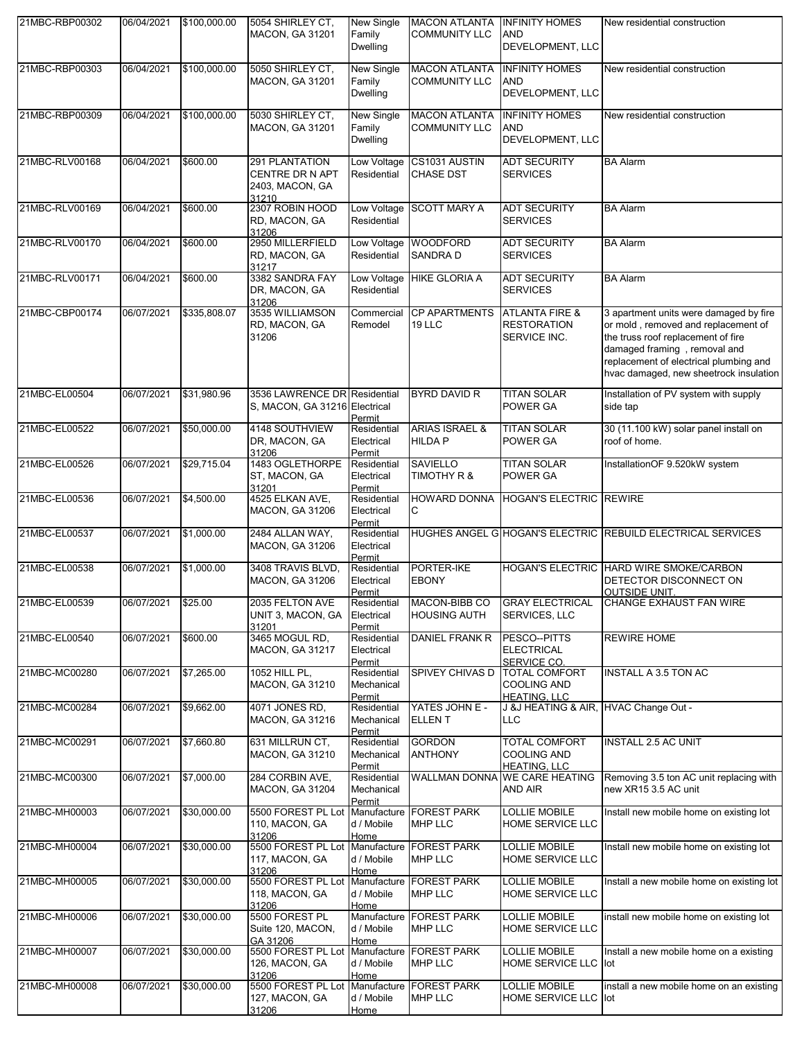| | | | | | | | |
|---|---|---|---|---|---|---|---|
| 21MBC-RBP00302 | 06/04/2021 | $100,000.00 | 5054 SHIRLEY CT, MACON, GA 31201 | New Single Family Dwelling | MACON ATLANTA COMMUNITY LLC | INFINITY HOMES AND DEVELOPMENT, LLC | New residential construction |
| 21MBC-RBP00303 | 06/04/2021 | $100,000.00 | 5050 SHIRLEY CT, MACON, GA 31201 | New Single Family Dwelling | MACON ATLANTA COMMUNITY LLC | INFINITY HOMES AND DEVELOPMENT, LLC | New residential construction |
| 21MBC-RBP00309 | 06/04/2021 | $100,000.00 | 5030 SHIRLEY CT, MACON, GA 31201 | New Single Family Dwelling | MACON ATLANTA COMMUNITY LLC | INFINITY HOMES AND DEVELOPMENT, LLC | New residential construction |
| 21MBC-RLV00168 | 06/04/2021 | $600.00 | 291 PLANTATION CENTRE DR N APT 2403, MACON, GA 31210 | Low Voltage Residential | CS1031 AUSTIN CHASE DST | ADT SECURITY SERVICES | BA Alarm |
| 21MBC-RLV00169 | 06/04/2021 | $600.00 | 2307 ROBIN HOOD RD, MACON, GA 31206 | Low Voltage Residential | SCOTT MARY A | ADT SECURITY SERVICES | BA Alarm |
| 21MBC-RLV00170 | 06/04/2021 | $600.00 | 2950 MILLERFIELD RD, MACON, GA 31217 | Low Voltage Residential | WOODFORD SANDRA D | ADT SECURITY SERVICES | BA Alarm |
| 21MBC-RLV00171 | 06/04/2021 | $600.00 | 3382 SANDRA FAY DR, MACON, GA 31206 | Low Voltage Residential | HIKE GLORIA A | ADT SECURITY SERVICES | BA Alarm |
| 21MBC-CBP00174 | 06/07/2021 | $335,808.07 | 3535 WILLIAMSON RD, MACON, GA 31206 | Commercial Remodel | CP APARTMENTS 19 LLC | ATLANTA FIRE & RESTORATION SERVICE INC. | 3 apartment units were damaged by fire or mold , removed and replacement of the truss roof replacement of fire damaged framing , removal and replacement of electrical plumbing and hvac damaged, new sheetrock insulation |
| 21MBC-EL00504 | 06/07/2021 | $31,980.96 | 3536 LAWRENCE DR S, MACON, GA 31216 | Residential Electrical Permit | BYRD DAVID R | TITAN SOLAR POWER GA | Installation of PV system with supply side tap |
| 21MBC-EL00522 | 06/07/2021 | $50,000.00 | 4148 SOUTHVIEW DR, MACON, GA 31206 | Residential Electrical Permit | ARIAS ISRAEL & HILDA P | TITAN SOLAR POWER GA | 30 (11.100 kW) solar panel install on roof of home. |
| 21MBC-EL00526 | 06/07/2021 | $29,715.04 | 1483 OGLETHORPE ST, MACON, GA 31201 | Residential Electrical Permit | SAVIELLO TIMOTHY R & | TITAN SOLAR POWER GA | InstallationOF 9.520kW system |
| 21MBC-EL00536 | 06/07/2021 | $4,500.00 | 4525 ELKAN AVE, MACON, GA 31206 | Residential Electrical Permit | HOWARD DONNA C | HOGAN'S ELECTRIC | REWIRE |
| 21MBC-EL00537 | 06/07/2021 | $1,000.00 | 2484 ALLAN WAY, MACON, GA 31206 | Residential Electrical Permit | HUGHES ANGEL G | HOGAN'S ELECTRIC | REBUILD ELECTRICAL SERVICES |
| 21MBC-EL00538 | 06/07/2021 | $1,000.00 | 3408 TRAVIS BLVD, MACON, GA 31206 | Residential Electrical Permit | PORTER-IKE EBONY | HOGAN'S ELECTRIC | HARD WIRE SMOKE/CARBON DETECTOR DISCONNECT ON OUTSIDE UNIT. |
| 21MBC-EL00539 | 06/07/2021 | $25.00 | 2035 FELTON AVE UNIT 3, MACON, GA 31201 | Residential Electrical Permit | MACON-BIBB CO HOUSING AUTH | GRAY ELECTRICAL SERVICES, LLC | CHANGE EXHAUST FAN WIRE |
| 21MBC-EL00540 | 06/07/2021 | $600.00 | 3465 MOGUL RD, MACON, GA 31217 | Residential Electrical Permit | DANIEL FRANK R | PESCO--PITTS ELECTRICAL SERVICE CO. | REWIRE HOME |
| 21MBC-MC00280 | 06/07/2021 | $7,265.00 | 1052 HILL PL, MACON, GA 31210 | Residential Mechanical Permit | SPIVEY CHIVAS D | TOTAL COMFORT COOLING AND HEATING, LLC | INSTALL A 3.5 TON AC |
| 21MBC-MC00284 | 06/07/2021 | $9,662.00 | 4071 JONES RD, MACON, GA 31216 | Residential Mechanical Permit | YATES JOHN E - ELLEN T | J &J HEATING & AIR, LLC | HVAC Change Out - |
| 21MBC-MC00291 | 06/07/2021 | $7,660.80 | 631 MILLRUN CT, MACON, GA 31210 | Residential Mechanical Permit | GORDON ANTHONY | TOTAL COMFORT COOLING AND HEATING, LLC | INSTALL 2.5 AC UNIT |
| 21MBC-MC00300 | 06/07/2021 | $7,000.00 | 284 CORBIN AVE, MACON, GA 31204 | Residential Mechanical Permit | WALLMAN DONNA | WE CARE HEATING AND AIR | Removing 3.5 ton AC unit replacing with new XR15 3.5 AC unit |
| 21MBC-MH00003 | 06/07/2021 | $30,000.00 | 5500 FOREST PL Lot 110, MACON, GA 31206 | Manufactured / Mobile Home | FOREST PARK MHP LLC | LOLLIE MOBILE HOME SERVICE LLC | Install new mobile home on existing lot |
| 21MBC-MH00004 | 06/07/2021 | $30,000.00 | 5500 FOREST PL Lot 117, MACON, GA 31206 | Manufactured / Mobile Home | FOREST PARK MHP LLC | LOLLIE MOBILE HOME SERVICE LLC | Install new mobile home on existing lot |
| 21MBC-MH00005 | 06/07/2021 | $30,000.00 | 5500 FOREST PL Lot 118, MACON, GA 31206 | Manufactured / Mobile Home | FOREST PARK MHP LLC | LOLLIE MOBILE HOME SERVICE LLC | Install a new mobile home on existing lot |
| 21MBC-MH00006 | 06/07/2021 | $30,000.00 | 5500 FOREST PL Suite 120, MACON, GA 31206 | Manufactured / Mobile Home | FOREST PARK MHP LLC | LOLLIE MOBILE HOME SERVICE LLC | install new mobile home on existing lot |
| 21MBC-MH00007 | 06/07/2021 | $30,000.00 | 5500 FOREST PL Lot 126, MACON, GA 31206 | Manufactured / Mobile Home | FOREST PARK MHP LLC | LOLLIE MOBILE HOME SERVICE LLC | Install a new mobile home on a existing lot |
| 21MBC-MH00008 | 06/07/2021 | $30,000.00 | 5500 FOREST PL Lot 127, MACON, GA 31206 | Manufactured / Mobile Home | FOREST PARK MHP LLC | LOLLIE MOBILE HOME SERVICE LLC | install a new mobile home on an existing lot |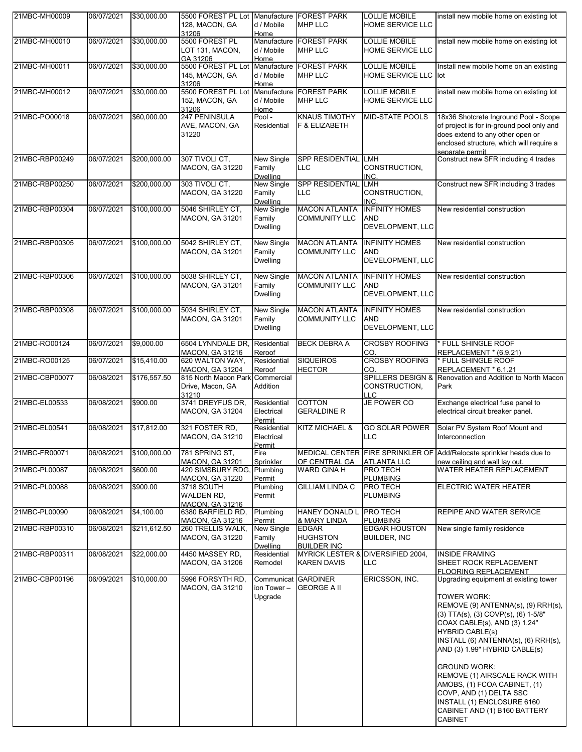| 21MBC-MH00009 | 06/07/2021 | $30,000.00 | 5500 FOREST PL Lot 128, MACON, GA 31206 | Manufactured / Mobile Home | FOREST PARK MHP LLC | LOLLIE MOBILE HOME SERVICE LLC | install new mobile home on existing lot |
|---|---|---|---|---|---|---|---|
| 21MBC-MH00010 | 06/07/2021 | $30,000.00 | 5500 FOREST PL LOT 131, MACON, GA 31206 | Manufactured / Mobile Home | FOREST PARK MHP LLC | LOLLIE MOBILE HOME SERVICE LLC | install new mobile home on existing lot |
| 21MBC-MH00011 | 06/07/2021 | $30,000.00 | 5500 FOREST PL Lot 145, MACON, GA 31206 | Manufactured / Mobile Home | FOREST PARK MHP LLC | LOLLIE MOBILE HOME SERVICE LLC | Install new mobile home on an existing lot |
| 21MBC-MH00012 | 06/07/2021 | $30,000.00 | 5500 FOREST PL Lot 152, MACON, GA 31206 | Manufactured / Mobile Home | FOREST PARK MHP LLC | LOLLIE MOBILE HOME SERVICE LLC | install new mobile home on existing lot |
| 21MBC-PO00018 | 06/07/2021 | $60,000.00 | 247 PENINSULA AVE, MACON, GA 31220 | Pool - Residential | KNAUS TIMOTHY F & ELIZABETH | MID-STATE POOLS | 18x36 Shotcrete Inground Pool - Scope of project is for in-ground pool only and does extend to any other open or enclosed structure, which will require a separate permit |
| 21MBC-RBP00249 | 06/07/2021 | $200,000.00 | 307 TIVOLI CT, MACON, GA 31220 | New Single Family Dwelling | SPP RESIDENTIAL LLC | LMH CONSTRUCTION, INC. | Construct new SFR including 4 trades |
| 21MBC-RBP00250 | 06/07/2021 | $200,000.00 | 303 TIVOLI CT, MACON, GA 31220 | New Single Family Dwelling | SPP RESIDENTIAL LLC | LMH CONSTRUCTION, INC. | Construct new SFR including 3 trades |
| 21MBC-RBP00304 | 06/07/2021 | $100,000.00 | 5046 SHIRLEY CT, MACON, GA 31201 | New Single Family Dwelling | MACON ATLANTA COMMUNITY LLC | INFINITY HOMES AND DEVELOPMENT, LLC | New residential construction |
| 21MBC-RBP00305 | 06/07/2021 | $100,000.00 | 5042 SHIRLEY CT, MACON, GA 31201 | New Single Family Dwelling | MACON ATLANTA COMMUNITY LLC | INFINITY HOMES AND DEVELOPMENT, LLC | New residential construction |
| 21MBC-RBP00306 | 06/07/2021 | $100,000.00 | 5038 SHIRLEY CT, MACON, GA 31201 | New Single Family Dwelling | MACON ATLANTA COMMUNITY LLC | INFINITY HOMES AND DEVELOPMENT, LLC | New residential construction |
| 21MBC-RBP00308 | 06/07/2021 | $100,000.00 | 5034 SHIRLEY CT, MACON, GA 31201 | New Single Family Dwelling | MACON ATLANTA COMMUNITY LLC | INFINITY HOMES AND DEVELOPMENT, LLC | New residential construction |
| 21MBC-RO00124 | 06/07/2021 | $9,000.00 | 6504 LYNNDALE DR, MACON, GA 31216 | Residential Reroof | BECK DEBRA A | CROSBY ROOFING CO. | * FULL SHINGLE ROOF REPLACEMENT * (6.9.21) |
| 21MBC-RO00125 | 06/07/2021 | $15,410.00 | 620 WALTON WAY, MACON, GA 31204 | Residential Reroof | SIQUEIROS HECTOR | CROSBY ROOFING CO. | * FULL SHINGLE ROOF REPLACEMENT * 6.1.21 |
| 21MBC-CBP00077 | 06/08/2021 | $176,557.50 | 815 North Macon Park Drive, Macon, GA 31210 | Commercial Addition | | SPILLERS DESIGN & CONSTRUCTION, LLC | Renovation and Addition to North Macon Park |
| 21MBC-EL00533 | 06/08/2021 | $900.00 | 3741 DREYFUS DR, MACON, GA 31204 | Residential Electrical Permit | COTTON GERALDINE R | JE POWER CO | Exchange electrical fuse panel to electrical circuit breaker panel. |
| 21MBC-EL00541 | 06/08/2021 | $17,812.00 | 321 FOSTER RD, MACON, GA 31210 | Residential Electrical Permit | KITZ MICHAEL & | GO SOLAR POWER LLC | Solar PV System Roof Mount and Interconnection |
| 21MBC-FR00071 | 06/08/2021 | $100,000.00 | 781 SPRING ST, MACON, GA 31201 | Fire Sprinkler | MEDICAL CENTER OF CENTRAL GA | FIRE SPRINKLER OF ATLANTA LLC | Add/Relocate sprinkler heads due to new ceiling and wall lay out. |
| 21MBC-PL00087 | 06/08/2021 | $600.00 | 420 SIMSBURY RDG, MACON, GA 31220 | Plumbing Permit | WARD GINA H | PRO TECH PLUMBING | WATER HEATER REPLACEMENT |
| 21MBC-PL00088 | 06/08/2021 | $900.00 | 3718 SOUTH WALDEN RD, MACON, GA 31216 | Plumbing Permit | GILLIAM LINDA C | PRO TECH PLUMBING | ELECTRIC WATER HEATER |
| 21MBC-PL00090 | 06/08/2021 | $4,100.00 | 6380 BARFIELD RD, MACON, GA 31216 | Plumbing Permit | HANEY DONALD L & MARY LINDA | PRO TECH PLUMBING | REPIPE AND WATER SERVICE |
| 21MBC-RBP00310 | 06/08/2021 | $211,612.50 | 260 TRELLIS WALK, MACON, GA 31220 | New Single Family Dwelling | EDGAR HUGHSTON BUILDER INC | EDGAR HOUSTON BUILDER, INC | New single family residence |
| 21MBC-RBP00311 | 06/08/2021 | $22,000.00 | 4450 MASSEY RD, MACON, GA 31206 | Residential Remodel | MYRICK LESTER & KAREN DAVIS | DIVERSIFIED 2004, LLC | INSIDE FRAMING<br>SHEET ROCK REPLACEMENT<br>FLOORING REPLACEMENT |
| 21MBC-CBP00196 | 06/09/2021 | $10,000.00 | 5996 FORSYTH RD, MACON, GA 31210 | Communication Tower – Upgrade | GARDINER GEORGE A II | ERICSSON, INC. | Upgrading equipment at existing tower<br><br>TOWER WORK:<br>REMOVE (9) ANTENNA(s), (9) RRH(s), (3) TTA(s), (3) COVP(s), (6) 1-5/8" COAX CABLE(s), AND (3) 1.24" HYBRID CABLE(s)<br>INSTALL (6) ANTENNA(s), (6) RRH(s), AND (3) 1.99" HYBRID CABLE(s)<br><br>GROUND WORK:<br>REMOVE (1) AIRSCALE RACK WITH AMOBS, (1) FCOA CABINET, (1) COVP, AND (1) DELTA SSC<br>INSTALL (1) ENCLOSURE 6160 CABINET AND (1) B160 BATTERY CABINET |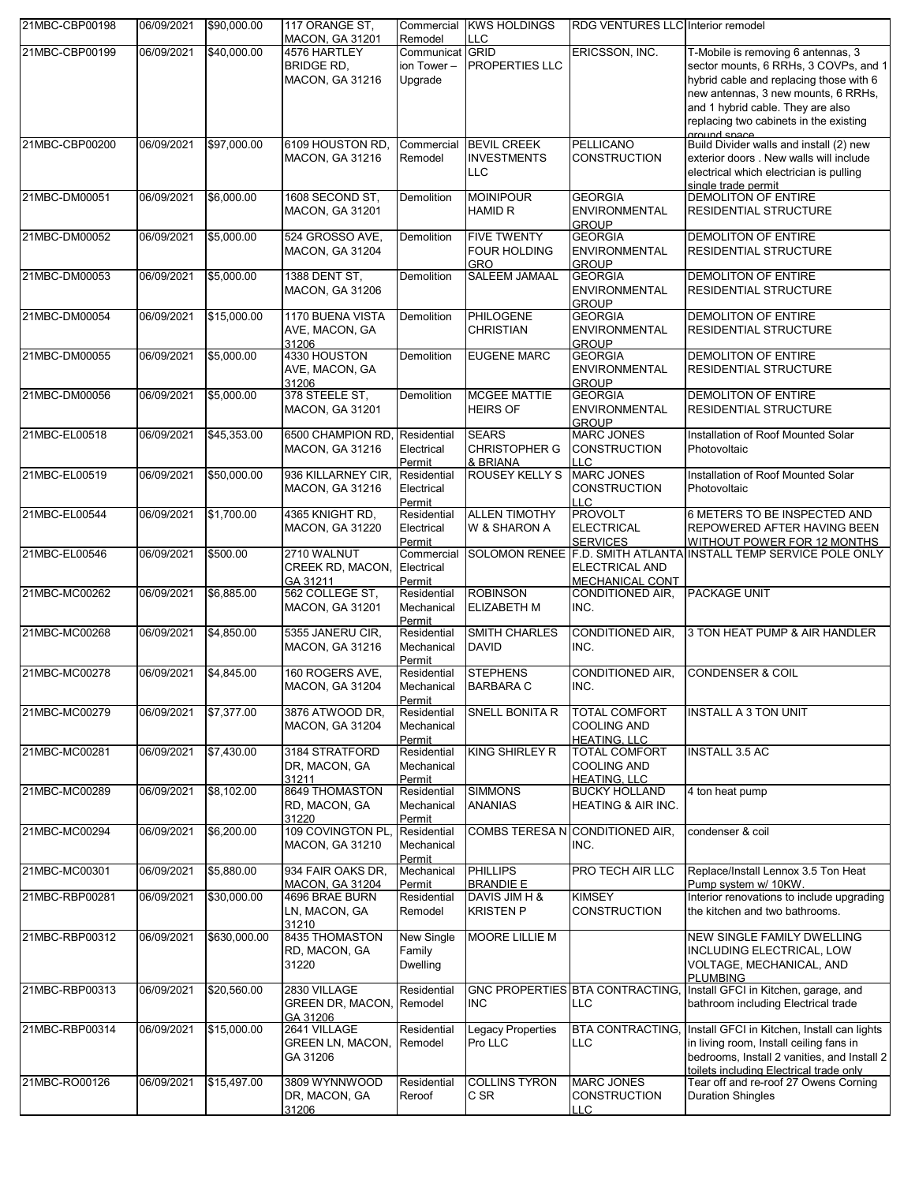| | | | | | | | |
|---|---|---|---|---|---|---|---|
| 21MBC-CBP00198 | 06/09/2021 | $90,000.00 | 117 ORANGE ST, MACON, GA 31201 | Commercial Remodel | KWS HOLDINGS LLC | RDG VENTURES LLC | Interior remodel |
| 21MBC-CBP00199 | 06/09/2021 | $40,000.00 | 4576 HARTLEY BRIDGE RD, MACON, GA 31216 | Communication Tower – Upgrade | GRID PROPERTIES LLC | ERICSSON, INC. | T-Mobile is removing 6 antennas, 3 sector mounts, 6 RRHs, 3 COVPs, and 1 hybrid cable and replacing those with 6 new antennas, 3 new mounts, 6 RRHs, and 1 hybrid cable. They are also replacing two cabinets in the existing ground space |
| 21MBC-CBP00200 | 06/09/2021 | $97,000.00 | 6109 HOUSTON RD, MACON, GA 31216 | Commercial Remodel | BEVIL CREEK INVESTMENTS LLC | PELLICANO CONSTRUCTION | Build Divider walls and install (2) new exterior doors . New walls will include electrical which electrician is pulling single trade permit |
| 21MBC-DM00051 | 06/09/2021 | $6,000.00 | 1608 SECOND ST, MACON, GA 31201 | Demolition | MOINIPOUR HAMID R | GEORGIA ENVIRONMENTAL GROUP | DEMOLITON OF ENTIRE RESIDENTIAL STRUCTURE |
| 21MBC-DM00052 | 06/09/2021 | $5,000.00 | 524 GROSSO AVE, MACON, GA 31204 | Demolition | FIVE TWENTY FOUR HOLDING GRO | GEORGIA ENVIRONMENTAL GROUP | DEMOLITON OF ENTIRE RESIDENTIAL STRUCTURE |
| 21MBC-DM00053 | 06/09/2021 | $5,000.00 | 1388 DENT ST, MACON, GA 31206 | Demolition | SALEEM JAMAAL | GEORGIA ENVIRONMENTAL GROUP | DEMOLITON OF ENTIRE RESIDENTIAL STRUCTURE |
| 21MBC-DM00054 | 06/09/2021 | $15,000.00 | 1170 BUENA VISTA AVE, MACON, GA 31206 | Demolition | PHILOGENE CHRISTIAN | GEORGIA ENVIRONMENTAL GROUP | DEMOLITON OF ENTIRE RESIDENTIAL STRUCTURE |
| 21MBC-DM00055 | 06/09/2021 | $5,000.00 | 4330 HOUSTON AVE, MACON, GA 31206 | Demolition | EUGENE MARC | GEORGIA ENVIRONMENTAL GROUP | DEMOLITON OF ENTIRE RESIDENTIAL STRUCTURE |
| 21MBC-DM00056 | 06/09/2021 | $5,000.00 | 378 STEELE ST, MACON, GA 31201 | Demolition | MCGEE MATTIE HEIRS OF | GEORGIA ENVIRONMENTAL GROUP | DEMOLITON OF ENTIRE RESIDENTIAL STRUCTURE |
| 21MBC-EL00518 | 06/09/2021 | $45,353.00 | 6500 CHAMPION RD, MACON, GA 31216 | Residential Electrical Permit | SEARS CHRISTOPHER G & BRIANA | MARC JONES CONSTRUCTION LLC | Installation of Roof Mounted Solar Photovoltaic |
| 21MBC-EL00519 | 06/09/2021 | $50,000.00 | 936 KILLARNEY CIR, MACON, GA 31216 | Residential Electrical Permit | ROUSEY KELLY S | MARC JONES CONSTRUCTION LLC | Installation of Roof Mounted Solar Photovoltaic |
| 21MBC-EL00544 | 06/09/2021 | $1,700.00 | 4365 KNIGHT RD, MACON, GA 31220 | Residential Electrical Permit | ALLEN TIMOTHY W & SHARON A | PROVOLT ELECTRICAL SERVICES | 6 METERS TO BE INSPECTED AND REPOWERED AFTER HAVING BEEN WITHOUT POWER FOR 12 MONTHS |
| 21MBC-EL00546 | 06/09/2021 | $500.00 | 2710 WALNUT CREEK RD, MACON, GA 31211 | Commercial Electrical Permit | SOLOMON RENEE | F.D. SMITH ATLANTA ELECTRICAL AND MECHANICAL CONT | INSTALL TEMP SERVICE POLE ONLY |
| 21MBC-MC00262 | 06/09/2021 | $6,885.00 | 562 COLLEGE ST, MACON, GA 31201 | Residential Mechanical Permit | ROBINSON ELIZABETH M | CONDITIONED AIR, INC. | PACKAGE UNIT |
| 21MBC-MC00268 | 06/09/2021 | $4,850.00 | 5355 JANERU CIR, MACON, GA 31216 | Residential Mechanical Permit | SMITH CHARLES DAVID | CONDITIONED AIR, INC. | 3 TON HEAT PUMP & AIR HANDLER |
| 21MBC-MC00278 | 06/09/2021 | $4,845.00 | 160 ROGERS AVE, MACON, GA 31204 | Residential Mechanical Permit | STEPHENS BARBARA C | CONDITIONED AIR, INC. | CONDENSER & COIL |
| 21MBC-MC00279 | 06/09/2021 | $7,377.00 | 3876 ATWOOD DR, MACON, GA 31204 | Residential Mechanical Permit | SNELL BONITA R | TOTAL COMFORT COOLING AND HEATING, LLC | INSTALL A 3 TON UNIT |
| 21MBC-MC00281 | 06/09/2021 | $7,430.00 | 3184 STRATFORD DR, MACON, GA 31211 | Residential Mechanical Permit | KING SHIRLEY R | TOTAL COMFORT COOLING AND HEATING, LLC | INSTALL 3.5 AC |
| 21MBC-MC00289 | 06/09/2021 | $8,102.00 | 8649 THOMASTON RD, MACON, GA 31220 | Residential Mechanical Permit | SIMMONS ANANIAS | BUCKY HOLLAND HEATING & AIR INC. | 4 ton heat pump |
| 21MBC-MC00294 | 06/09/2021 | $6,200.00 | 109 COVINGTON PL, MACON, GA 31210 | Residential Mechanical Permit | COMBS TERESA N | CONDITIONED AIR, INC. | condenser & coil |
| 21MBC-MC00301 | 06/09/2021 | $5,880.00 | 934 FAIR OAKS DR, MACON, GA 31204 | Mechanical Permit | PHILLIPS BRANDIE E | PRO TECH AIR LLC | Replace/Install Lennox 3.5 Ton Heat Pump system w/ 10KW. |
| 21MBC-RBP00281 | 06/09/2021 | $30,000.00 | 4696 BRAE BURN LN, MACON, GA 31210 | Residential Remodel | DAVIS JIM H & KRISTEN P | KIMSEY CONSTRUCTION | Interior renovations to include upgrading the kitchen and two bathrooms. |
| 21MBC-RBP00312 | 06/09/2021 | $630,000.00 | 8435 THOMASTON RD, MACON, GA 31220 | New Single Family Dwelling | MOORE LILLIE M | | NEW SINGLE FAMILY DWELLING INCLUDING ELECTRICAL, LOW VOLTAGE, MECHANICAL, AND PLUMBING |
| 21MBC-RBP00313 | 06/09/2021 | $20,560.00 | 2830 VILLAGE GREEN DR, MACON, GA 31206 | Residential Remodel | GNC PROPERTIES INC | BTA CONTRACTING, LLC | Install GFCI in Kitchen, garage, and bathroom including Electrical trade |
| 21MBC-RBP00314 | 06/09/2021 | $15,000.00 | 2641 VILLAGE GREEN LN, MACON, GA 31206 | Residential Remodel | Legacy Properties Pro LLC | BTA CONTRACTING, LLC | Install GFCI in Kitchen, Install can lights in living room, Install ceiling fans in bedrooms, Install 2 vanities, and Install 2 toilets including Electrical trade only |
| 21MBC-RO00126 | 06/09/2021 | $15,497.00 | 3809 WYNNWOOD DR, MACON, GA 31206 | Residential Reroof | COLLINS TYRON C SR | MARC JONES CONSTRUCTION LLC | Tear off and re-roof 27 Owens Corning Duration Shingles |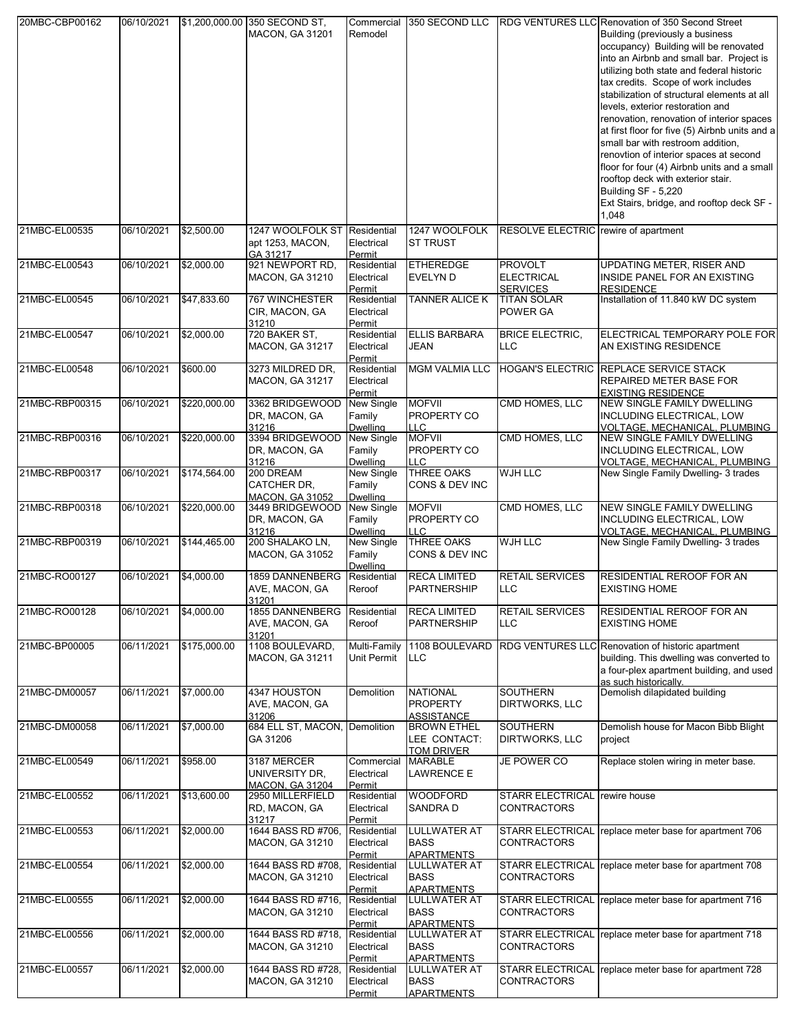| 20MBC-CBP00162 | 06/10/2021 | $1,200,000.00 | 350 SECOND ST, MACON, GA 31201 | Commercial Remodel | 350 SECOND LLC | RDG VENTURES LLC | Renovation of 350 Second Street Building (previously a business occupancy) Building will be renovated into an Airbnb and small bar. Project is utilizing both state and federal historic tax credits. Scope of work includes stabilization of structural elements at all levels, exterior restoration and renovation, renovation of interior spaces at first floor for five (5) Airbnb units and a small bar with restroom addition, renovtion of interior spaces at second floor for four (4) Airbnb units and a small rooftop deck with exterior stair. Building SF - 5,220 Ext Stairs, bridge, and rooftop deck SF - 1,048 |
|---|---|---|---|---|---|---|---|
| 21MBC-EL00535 | 06/10/2021 | $2,500.00 | 1247 WOOLFOLK ST apt 1253, MACON, GA 31217 | Residential Electrical Permit | 1247 WOOLFOLK ST TRUST | RESOLVE ELECTRIC | rewire of apartment |
| 21MBC-EL00543 | 06/10/2021 | $2,000.00 | 921 NEWPORT RD, MACON, GA 31210 | Residential Electrical Permit | ETHEREDGE EVELYN D | PROVOLT ELECTRICAL SERVICES | UPDATING METER, RISER AND INSIDE PANEL FOR AN EXISTING RESIDENCE |
| 21MBC-EL00545 | 06/10/2021 | $47,833.60 | 767 WINCHESTER CIR, MACON, GA 31210 | Residential Electrical Permit | TANNER ALICE K | TITAN SOLAR POWER GA | Installation of 11.840 kW DC system |
| 21MBC-EL00547 | 06/10/2021 | $2,000.00 | 720 BAKER ST, MACON, GA 31217 | Residential Electrical Permit | ELLIS BARBARA JEAN | BRICE ELECTRIC, LLC | ELECTRICAL TEMPORARY POLE FOR AN EXISTING RESIDENCE |
| 21MBC-EL00548 | 06/10/2021 | $600.00 | 3273 MILDRED DR, MACON, GA 31217 | Residential Electrical Permit | MGM VALMIA LLC | HOGAN'S ELECTRIC | REPLACE SERVICE STACK REPAIRED METER BASE FOR EXISTING RESIDENCE |
| 21MBC-RBP00315 | 06/10/2021 | $220,000.00 | 3362 BRIDGEWOOD DR, MACON, GA 31216 | New Single Family Dwelling | MOFVII PROPERTY CO LLC | CMD HOMES, LLC | NEW SINGLE FAMILY DWELLING INCLUDING ELECTRICAL, LOW VOLTAGE, MECHANICAL, PLUMBING |
| 21MBC-RBP00316 | 06/10/2021 | $220,000.00 | 3394 BRIDGEWOOD DR, MACON, GA 31216 | New Single Family Dwelling | MOFVII PROPERTY CO LLC | CMD HOMES, LLC | NEW SINGLE FAMILY DWELLING INCLUDING ELECTRICAL, LOW VOLTAGE, MECHANICAL, PLUMBING |
| 21MBC-RBP00317 | 06/10/2021 | $174,564.00 | 200 DREAM CATCHER DR, MACON, GA 31052 | New Single Family Dwelling | THREE OAKS CONS & DEV INC | WJH LLC | New Single Family Dwelling- 3 trades |
| 21MBC-RBP00318 | 06/10/2021 | $220,000.00 | 3449 BRIDGEWOOD DR, MACON, GA 31216 | New Single Family Dwelling | MOFVII PROPERTY CO LLC | CMD HOMES, LLC | NEW SINGLE FAMILY DWELLING INCLUDING ELECTRICAL, LOW VOLTAGE, MECHANICAL, PLUMBING |
| 21MBC-RBP00319 | 06/10/2021 | $144,465.00 | 200 SHALAKO LN, MACON, GA 31052 | New Single Family Dwelling | THREE OAKS CONS & DEV INC | WJH LLC | New Single Family Dwelling- 3 trades |
| 21MBC-RO00127 | 06/10/2021 | $4,000.00 | 1859 DANNENBERG AVE, MACON, GA 31201 | Residential Reroof | RECA LIMITED PARTNERSHIP | RETAIL SERVICES LLC | RESIDENTIAL REROOF FOR AN EXISTING HOME |
| 21MBC-RO00128 | 06/10/2021 | $4,000.00 | 1855 DANNENBERG AVE, MACON, GA 31201 | Residential Reroof | RECA LIMITED PARTNERSHIP | RETAIL SERVICES LLC | RESIDENTIAL REROOF FOR AN EXISTING HOME |
| 21MBC-BP00005 | 06/11/2021 | $175,000.00 | 1108 BOULEVARD, MACON, GA 31211 | Multi-Family Unit Permit | 1108 BOULEVARD LLC | RDG VENTURES LLC | Renovation of historic apartment building. This dwelling was converted to a four-plex apartment building, and used as such historically. |
| 21MBC-DM00057 | 06/11/2021 | $7,000.00 | 4347 HOUSTON AVE, MACON, GA 31206 | Demolition | NATIONAL PROPERTY ASSISTANCE | SOUTHERN DIRTWORKS, LLC | Demolish dilapidated building |
| 21MBC-DM00058 | 06/11/2021 | $7,000.00 | 684 ELL ST, MACON, GA 31206 | Demolition | BROWN ETHEL LEE CONTACT: TOM DRIVER | SOUTHERN DIRTWORKS, LLC | Demolish house for Macon Bibb Blight project |
| 21MBC-EL00549 | 06/11/2021 | $958.00 | 3187 MERCER UNIVERSITY DR, MACON, GA 31204 | Commercial Electrical Permit | MARABLE LAWRENCE E | JE POWER CO | Replace stolen wiring in meter base. |
| 21MBC-EL00552 | 06/11/2021 | $13,600.00 | 2950 MILLERFIELD RD, MACON, GA 31217 | Residential Electrical Permit | WOODFORD SANDRA D | STARR ELECTRICAL CONTRACTORS | rewire house |
| 21MBC-EL00553 | 06/11/2021 | $2,000.00 | 1644 BASS RD #706, MACON, GA 31210 | Residential Electrical Permit | LULLWATER AT BASS APARTMENTS | STARR ELECTRICAL CONTRACTORS | replace meter base for apartment 706 |
| 21MBC-EL00554 | 06/11/2021 | $2,000.00 | 1644 BASS RD #708, MACON, GA 31210 | Residential Electrical Permit | LULLWATER AT BASS APARTMENTS | STARR ELECTRICAL CONTRACTORS | replace meter base for apartment 708 |
| 21MBC-EL00555 | 06/11/2021 | $2,000.00 | 1644 BASS RD #716, MACON, GA 31210 | Residential Electrical Permit | LULLWATER AT BASS APARTMENTS | STARR ELECTRICAL CONTRACTORS | replace meter base for apartment 716 |
| 21MBC-EL00556 | 06/11/2021 | $2,000.00 | 1644 BASS RD #718, MACON, GA 31210 | Residential Electrical Permit | LULLWATER AT BASS APARTMENTS | STARR ELECTRICAL CONTRACTORS | replace meter base for apartment 718 |
| 21MBC-EL00557 | 06/11/2021 | $2,000.00 | 1644 BASS RD #728, MACON, GA 31210 | Residential Electrical Permit | LULLWATER AT BASS APARTMENTS | STARR ELECTRICAL CONTRACTORS | replace meter base for apartment 728 |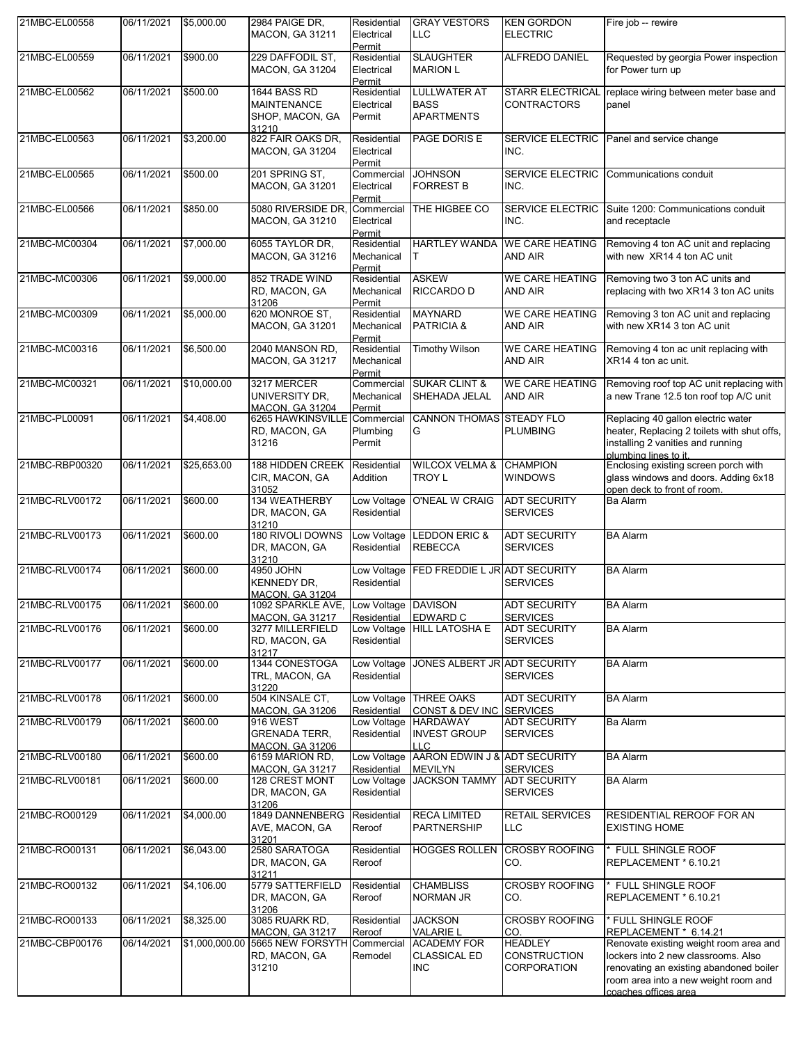| | | | | | | | |
|---|---|---|---|---|---|---|---|
| 21MBC-EL00558 | 06/11/2021 | $5,000.00 | 2984 PAIGE DR, MACON, GA 31211 | Residential Electrical Permit | GRAY VESTORS LLC | KEN GORDON ELECTRIC | Fire job -- rewire |
| 21MBC-EL00559 | 06/11/2021 | $900.00 | 229 DAFFODIL ST, MACON, GA 31204 | Residential Electrical Permit | SLAUGHTER MARION L | ALFREDO DANIEL | Requested by georgia Power inspection for Power turn up |
| 21MBC-EL00562 | 06/11/2021 | $500.00 | 1644 BASS RD MAINTENANCE SHOP, MACON, GA 31210 | Residential Electrical Permit | LULLWATER AT BASS APARTMENTS | STARR ELECTRICAL CONTRACTORS | replace wiring between meter base and panel |
| 21MBC-EL00563 | 06/11/2021 | $3,200.00 | 822 FAIR OAKS DR, MACON, GA 31204 | Residential Electrical Permit | PAGE DORIS E | SERVICE ELECTRIC INC. | Panel and service change |
| 21MBC-EL00565 | 06/11/2021 | $500.00 | 201 SPRING ST, MACON, GA 31201 | Commercial Electrical Permit | JOHNSON FORREST B | SERVICE ELECTRIC INC. | Communications conduit |
| 21MBC-EL00566 | 06/11/2021 | $850.00 | 5080 RIVERSIDE DR, MACON, GA 31210 | Commercial Electrical Permit | THE HIGBEE CO | SERVICE ELECTRIC INC. | Suite 1200: Communications conduit and receptacle |
| 21MBC-MC00304 | 06/11/2021 | $7,000.00 | 6055 TAYLOR DR, MACON, GA 31216 | Residential Mechanical Permit | HARTLEY WANDA T | WE CARE HEATING AND AIR | Removing 4 ton AC unit and replacing with new XR14 4 ton AC unit |
| 21MBC-MC00306 | 06/11/2021 | $9,000.00 | 852 TRADE WIND RD, MACON, GA 31206 | Residential Mechanical Permit | ASKEW RICCARDO D | WE CARE HEATING AND AIR | Removing two 3 ton AC units and replacing with two XR14 3 ton AC units |
| 21MBC-MC00309 | 06/11/2021 | $5,000.00 | 620 MONROE ST, MACON, GA 31201 | Residential Mechanical Permit | MAYNARD PATRICIA & | WE CARE HEATING AND AIR | Removing 3 ton AC unit and replacing with new XR14 3 ton AC unit |
| 21MBC-MC00316 | 06/11/2021 | $6,500.00 | 2040 MANSON RD, MACON, GA 31217 | Residential Mechanical Permit | Timothy Wilson | WE CARE HEATING AND AIR | Removing 4 ton ac unit replacing with XR14 4 ton ac unit. |
| 21MBC-MC00321 | 06/11/2021 | $10,000.00 | 3217 MERCER UNIVERSITY DR, MACON, GA 31204 | Commercial Mechanical Permit | SUKAR CLINT & SHEHADA JELAL | WE CARE HEATING AND AIR | Removing roof top AC unit replacing with a new Trane 12.5 ton roof top A/C unit |
| 21MBC-PL00091 | 06/11/2021 | $4,408.00 | 6265 HAWKINSVILLE RD, MACON, GA 31216 | Commercial Plumbing Permit | CANNON THOMAS G | STEADY FLO PLUMBING | Replacing 40 gallon electric water heater, Replacing 2 toilets with shut offs, installing 2 vanities and running plumbing lines to it. |
| 21MBC-RBP00320 | 06/11/2021 | $25,653.00 | 188 HIDDEN CREEK CIR, MACON, GA 31052 | Residential Addition | WILCOX VELMA & TROY L | CHAMPION WINDOWS | Enclosing existing screen porch with glass windows and doors. Adding 6x18 open deck to front of room. |
| 21MBC-RLV00172 | 06/11/2021 | $600.00 | 134 WEATHERBY DR, MACON, GA 31210 | Low Voltage Residential | O'NEAL W CRAIG | ADT SECURITY SERVICES | Ba Alarm |
| 21MBC-RLV00173 | 06/11/2021 | $600.00 | 180 RIVOLI DOWNS DR, MACON, GA 31210 | Low Voltage Residential | LEDDON ERIC & REBECCA | ADT SECURITY SERVICES | BA Alarm |
| 21MBC-RLV00174 | 06/11/2021 | $600.00 | 4950 JOHN KENNEDY DR, MACON, GA 31204 | Low Voltage Residential | FED FREDDIE L JR | ADT SECURITY SERVICES | BA Alarm |
| 21MBC-RLV00175 | 06/11/2021 | $600.00 | 1092 SPARKLE AVE, MACON, GA 31217 | Low Voltage Residential | DAVISON EDWARD C | ADT SECURITY SERVICES | BA Alarm |
| 21MBC-RLV00176 | 06/11/2021 | $600.00 | 3277 MILLERFIELD RD, MACON, GA 31217 | Low Voltage Residential | HILL LATOSHA E | ADT SECURITY SERVICES | BA Alarm |
| 21MBC-RLV00177 | 06/11/2021 | $600.00 | 1344 CONESTOGA TRL, MACON, GA 31220 | Low Voltage Residential | JONES ALBERT JR | ADT SECURITY SERVICES | BA Alarm |
| 21MBC-RLV00178 | 06/11/2021 | $600.00 | 504 KINSALE CT, MACON, GA 31206 | Low Voltage Residential | THREE OAKS CONST & DEV INC | ADT SECURITY SERVICES | BA Alarm |
| 21MBC-RLV00179 | 06/11/2021 | $600.00 | 916 WEST GRENADA TERR, MACON, GA 31206 | Low Voltage Residential | HARDAWAY INVEST GROUP LLC | ADT SECURITY SERVICES | Ba Alarm |
| 21MBC-RLV00180 | 06/11/2021 | $600.00 | 6159 MARION RD, MACON, GA 31217 | Low Voltage Residential | AARON EDWIN J & MEVILYN | ADT SECURITY SERVICES | BA Alarm |
| 21MBC-RLV00181 | 06/11/2021 | $600.00 | 128 CREST MONT DR, MACON, GA 31206 | Low Voltage Residential | JACKSON TAMMY | ADT SECURITY SERVICES | BA Alarm |
| 21MBC-RO00129 | 06/11/2021 | $4,000.00 | 1849 DANNENBERG AVE, MACON, GA 31201 | Residential Reroof | RECA LIMITED PARTNERSHIP | RETAIL SERVICES LLC | RESIDENTIAL REROOF FOR AN EXISTING HOME |
| 21MBC-RO00131 | 06/11/2021 | $6,043.00 | 2580 SARATOGA DR, MACON, GA 31211 | Residential Reroof | HOGGES ROLLEN | CROSBY ROOFING CO. | * FULL SHINGLE ROOF REPLACEMENT * 6.10.21 |
| 21MBC-RO00132 | 06/11/2021 | $4,106.00 | 5779 SATTERFIELD DR, MACON, GA 31206 | Residential Reroof | CHAMBLISS NORMAN JR | CROSBY ROOFING CO. | * FULL SHINGLE ROOF REPLACEMENT * 6.10.21 |
| 21MBC-RO00133 | 06/11/2021 | $8,325.00 | 3085 RUARK RD, MACON, GA 31217 | Residential Reroof | JACKSON VALARIE L | CROSBY ROOFING CO. | * FULL SHINGLE ROOF REPLACEMENT * 6.14.21 |
| 21MBC-CBP00176 | 06/14/2021 | $1,000,000.00 | 5665 NEW FORSYTH RD, MACON, GA 31210 | Commercial Remodel | ACADEMY FOR CLASSICAL ED INC | HEADLEY CONSTRUCTION CORPORATION | Renovate existing weight room area and lockers into 2 new classrooms. Also renovating an existing abandoned boiler room area into a new weight room and coaches offices area |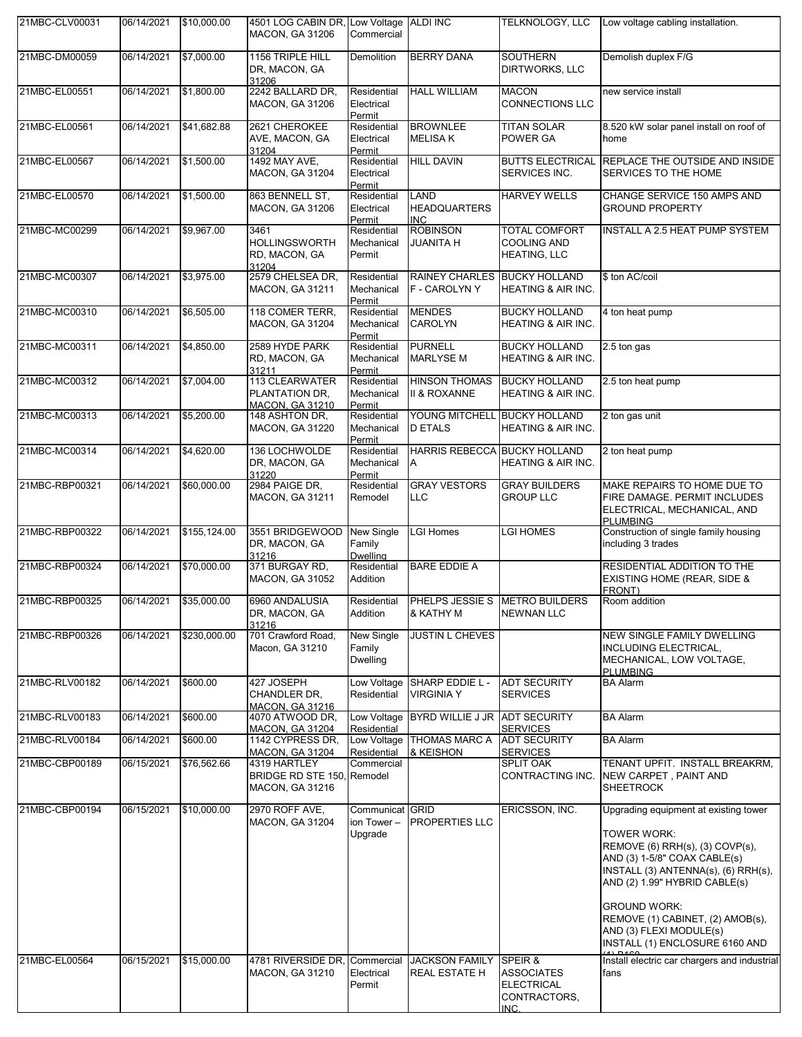| | | | | | | | |
|---|---|---|---|---|---|---|---|
| 21MBC-CLV00031 | 06/14/2021 | $10,000.00 | 4501 LOG CABIN DR, MACON, GA 31206 | Low Voltage Commercial | ALDI INC | TELKNOLOGY, LLC | Low voltage cabling installation. |
| 21MBC-DM00059 | 06/14/2021 | $7,000.00 | 1156 TRIPLE HILL DR, MACON, GA 31206 | Demolition | BERRY DANA | SOUTHERN DIRTWORKS, LLC | Demolish duplex F/G |
| 21MBC-EL00551 | 06/14/2021 | $1,800.00 | 2242 BALLARD DR, MACON, GA 31206 | Residential Electrical Permit | HALL WILLIAM | MACON CONNECTIONS LLC | new service install |
| 21MBC-EL00561 | 06/14/2021 | $41,682.88 | 2621 CHEROKEE AVE, MACON, GA 31204 | Residential Electrical Permit | BROWNLEE MELISA K | TITAN SOLAR POWER GA | 8.520 kW solar panel install on roof of home |
| 21MBC-EL00567 | 06/14/2021 | $1,500.00 | 1492 MAY AVE, MACON, GA 31204 | Residential Electrical Permit | HILL DAVIN | BUTTS ELECTRICAL SERVICES INC. | REPLACE THE OUTSIDE AND INSIDE SERVICES TO THE HOME |
| 21MBC-EL00570 | 06/14/2021 | $1,500.00 | 863 BENNELL ST, MACON, GA 31206 | Residential Electrical Permit | LAND HEADQUARTERS INC | HARVEY WELLS | CHANGE SERVICE 150 AMPS AND GROUND PROPERTY |
| 21MBC-MC00299 | 06/14/2021 | $9,967.00 | 3461 HOLLINGSWORTH RD, MACON, GA 31204 | Residential Mechanical Permit | ROBINSON JUANITA H | TOTAL COMFORT COOLING AND HEATING, LLC | INSTALL A 2.5 HEAT PUMP SYSTEM |
| 21MBC-MC00307 | 06/14/2021 | $3,975.00 | 2579 CHELSEA DR, MACON, GA 31211 | Residential Mechanical Permit | RAINEY CHARLES F - CAROLYN Y | BUCKY HOLLAND HEATING & AIR INC. | $ ton AC/coil |
| 21MBC-MC00310 | 06/14/2021 | $6,505.00 | 118 COMER TERR, MACON, GA 31204 | Residential Mechanical Permit | MENDES CAROLYN | BUCKY HOLLAND HEATING & AIR INC. | 4 ton heat pump |
| 21MBC-MC00311 | 06/14/2021 | $4,850.00 | 2589 HYDE PARK RD, MACON, GA 31211 | Residential Mechanical Permit | PURNELL MARLYSE M | BUCKY HOLLAND HEATING & AIR INC. | 2.5 ton gas |
| 21MBC-MC00312 | 06/14/2021 | $7,004.00 | 113 CLEARWATER PLANTATION DR, MACON, GA 31210 | Residential Mechanical Permit | HINSON THOMAS II & ROXANNE | BUCKY HOLLAND HEATING & AIR INC. | 2.5 ton heat pump |
| 21MBC-MC00313 | 06/14/2021 | $5,200.00 | 148 ASHTON DR, MACON, GA 31220 | Residential Mechanical Permit | YOUNG MITCHELL D ETALS | BUCKY HOLLAND HEATING & AIR INC. | 2 ton gas unit |
| 21MBC-MC00314 | 06/14/2021 | $4,620.00 | 136 LOCHWOLDE DR, MACON, GA 31220 | Residential Mechanical Permit | HARRIS REBECCA A | BUCKY HOLLAND HEATING & AIR INC. | 2 ton heat pump |
| 21MBC-RBP00321 | 06/14/2021 | $60,000.00 | 2984 PAIGE DR, MACON, GA 31211 | Residential Remodel | GRAY VESTORS LLC | GRAY BUILDERS GROUP LLC | MAKE REPAIRS TO HOME DUE TO FIRE DAMAGE. PERMIT INCLUDES ELECTRICAL, MECHANICAL, AND PLUMBING |
| 21MBC-RBP00322 | 06/14/2021 | $155,124.00 | 3551 BRIDGEWOOD DR, MACON, GA 31216 | New Single Family Dwelling | LGI Homes | LGI HOMES | Construction of single family housing including 3 trades |
| 21MBC-RBP00324 | 06/14/2021 | $70,000.00 | 371 BURGAY RD, MACON, GA 31052 | Residential Addition | BARE EDDIE A | | RESIDENTIAL ADDITION TO THE EXISTING HOME (REAR, SIDE & FRONT) |
| 21MBC-RBP00325 | 06/14/2021 | $35,000.00 | 6960 ANDALUSIA DR, MACON, GA 31216 | Residential Addition | PHELPS JESSIE S & KATHY M | METRO BUILDERS NEWNAN LLC | Room addition |
| 21MBC-RBP00326 | 06/14/2021 | $230,000.00 | 701 Crawford Road, Macon, GA 31210 | New Single Family Dwelling | JUSTIN L CHEVES | | NEW SINGLE FAMILY DWELLING INCLUDING ELECTRICAL, MECHANICAL, LOW VOLTAGE, PLUMBING |
| 21MBC-RLV00182 | 06/14/2021 | $600.00 | 427 JOSEPH CHANDLER DR, MACON, GA 31216 | Low Voltage Residential | SHARP EDDIE L - VIRGINIA Y | ADT SECURITY SERVICES | BA Alarm |
| 21MBC-RLV00183 | 06/14/2021 | $600.00 | 4070 ATWOOD DR, MACON, GA 31204 | Low Voltage Residential | BYRD WILLIE J JR | ADT SECURITY SERVICES | BA Alarm |
| 21MBC-RLV00184 | 06/14/2021 | $600.00 | 1142 CYPRESS DR, MACON, GA 31204 | Low Voltage Residential | THOMAS MARC A & KEISHON | ADT SECURITY SERVICES | BA Alarm |
| 21MBC-CBP00189 | 06/15/2021 | $76,562.66 | 4319 HARTLEY BRIDGE RD STE 150, MACON, GA 31216 | Commercial Remodel | | SPLIT OAK CONTRACTING INC. | TENANT UPFIT. INSTALL BREAKRM, NEW CARPET , PAINT AND SHEETROCK |
| 21MBC-CBP00194 | 06/15/2021 | $10,000.00 | 2970 ROFF AVE, MACON, GA 31204 | Communication Tower – Upgrade | GRID PROPERTIES LLC | ERICSSON, INC. | Upgrading equipment at existing tower<br><br>TOWER WORK:<br>REMOVE (6) RRH(s), (3) COVP(s), AND (3) 1-5/8" COAX CABLE(s)<br>INSTALL (3) ANTENNA(s), (6) RRH(s), AND (2) 1.99" HYBRID CABLE(s)<br><br>GROUND WORK:<br>REMOVE (1) CABINET, (2) AMOB(s), AND (3) FLEXI MODULE(s)<br>INSTALL (1) ENCLOSURE 6160 AND (1) B160 |
| 21MBC-EL00564 | 06/15/2021 | $15,000.00 | 4781 RIVERSIDE DR, MACON, GA 31210 | Commercial Electrical Permit | JACKSON FAMILY REAL ESTATE H | SPEIR & ASSOCIATES ELECTRICAL CONTRACTORS, INC. | Install electric car chargers and industrial fans |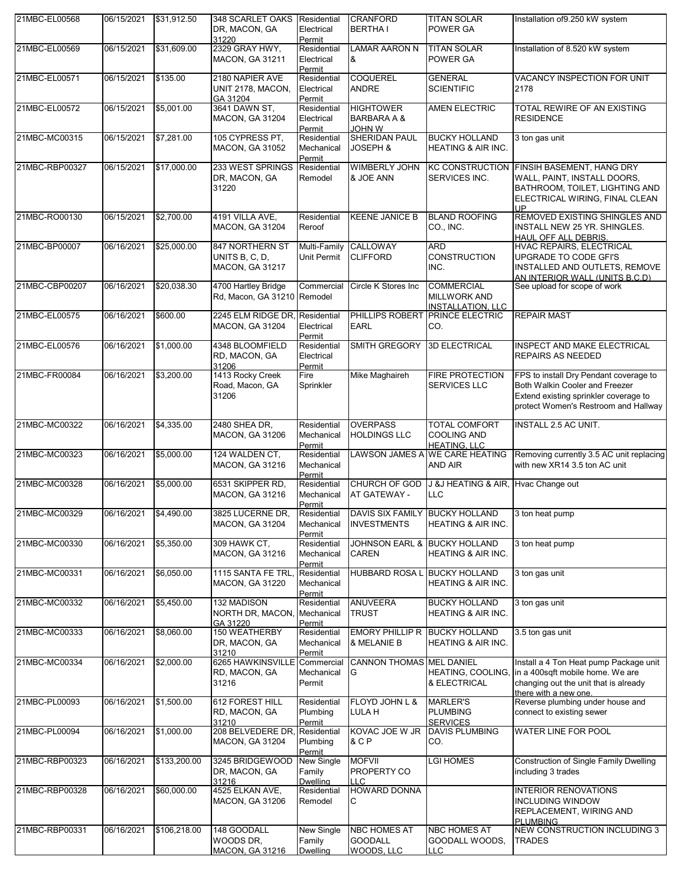| | | | | | | | |
|---|---|---|---|---|---|---|---|
| 21MBC-EL00568 | 06/15/2021 | $31,912.50 | 348 SCARLET OAKS DR, MACON, GA 31220 | Residential Electrical Permit | CRANFORD BERTHA I | TITAN SOLAR POWER GA | Installation of9.250 kW system |
| 21MBC-EL00569 | 06/15/2021 | $31,609.00 | 2329 GRAY HWY, MACON, GA 31211 | Residential Electrical Permit | LAMAR AARON N & | TITAN SOLAR POWER GA | Installation of 8.520 kW system |
| 21MBC-EL00571 | 06/15/2021 | $135.00 | 2180 NAPIER AVE UNIT 2178, MACON, GA 31204 | Residential Electrical Permit | COQUEREL ANDRE | GENERAL SCIENTIFIC | VACANCY INSPECTION FOR UNIT 2178 |
| 21MBC-EL00572 | 06/15/2021 | $5,001.00 | 3641 DAWN ST, MACON, GA 31204 | Residential Electrical Permit | HIGHTOWER BARBARA A & JOHN W | AMEN ELECTRIC | TOTAL REWIRE OF AN EXISTING RESIDENCE |
| 21MBC-MC00315 | 06/15/2021 | $7,281.00 | 105 CYPRESS PT, MACON, GA 31052 | Residential Mechanical Permit | SHERIDAN PAUL JOSEPH & | BUCKY HOLLAND HEATING & AIR INC. | 3 ton gas unit |
| 21MBC-RBP00327 | 06/15/2021 | $17,000.00 | 233 WEST SPRINGS DR, MACON, GA 31220 | Residential Remodel | WIMBERLY JOHN & JOE ANN | KC CONSTRUCTION SERVICES INC. | FINSIH BASEMENT, HANG DRY WALL, PAINT, INSTALL DOORS, BATHROOM, TOILET, LIGHTING AND ELECTRICAL WIRING, FINAL CLEAN UP |
| 21MBC-RO00130 | 06/15/2021 | $2,700.00 | 4191 VILLA AVE, MACON, GA 31204 | Residential Reroof | KEENE JANICE B | BLAND ROOFING CO., INC. | REMOVED EXISTING SHINGLES AND INSTALL NEW 25 YR. SHINGLES. HAUL OFF ALL DEBRIS. |
| 21MBC-BP00007 | 06/16/2021 | $25,000.00 | 847 NORTHERN ST UNITS B, C, D, MACON, GA 31217 | Multi-Family Unit Permit | CALLOWAY CLIFFORD | ARD CONSTRUCTION INC. | HVAC REPAIRS, ELECTRICAL UPGRADE TO CODE GFI'S INSTALLED AND OUTLETS, REMOVE AN INTERIOR WALL (UNITS B,C,D) |
| 21MBC-CBP00207 | 06/16/2021 | $20,038.30 | 4700 Hartley Bridge Rd, Macon, GA 31210 | Commercial Remodel | Circle K Stores Inc | COMMERCIAL MILLWORK AND INSTALLATION, LLC | See upload for scope of work |
| 21MBC-EL00575 | 06/16/2021 | $600.00 | 2245 ELM RIDGE DR, MACON, GA 31204 | Residential Electrical Permit | PHILLIPS ROBERT EARL | PRINCE ELECTRIC CO. | REPAIR MAST |
| 21MBC-EL00576 | 06/16/2021 | $1,000.00 | 4348 BLOOMFIELD RD, MACON, GA 31206 | Residential Electrical Permit | SMITH GREGORY | 3D ELECTRICAL | INSPECT AND MAKE ELECTRICAL REPAIRS AS NEEDED |
| 21MBC-FR00084 | 06/16/2021 | $3,200.00 | 1413 Rocky Creek Road, Macon, GA 31206 | Fire Sprinkler | Mike Maghaireh | FIRE PROTECTION SERVICES LLC | FPS to install Dry Pendant coverage to Both Walkin Cooler and Freezer Extend existing sprinkler coverage to protect Women's Restroom and Hallway |
| 21MBC-MC00322 | 06/16/2021 | $4,335.00 | 2480 SHEA DR, MACON, GA 31206 | Residential Mechanical Permit | OVERPASS HOLDINGS LLC | TOTAL COMFORT COOLING AND HEATING, LLC | INSTALL 2.5 AC UNIT. |
| 21MBC-MC00323 | 06/16/2021 | $5,000.00 | 124 WALDEN CT, MACON, GA 31216 | Residential Mechanical Permit | LAWSON JAMES A | WE CARE HEATING AND AIR | Removing currently 3.5 AC unit replacing with new XR14 3.5 ton AC unit |
| 21MBC-MC00328 | 06/16/2021 | $5,000.00 | 6531 SKIPPER RD, MACON, GA 31216 | Residential Mechanical Permit | CHURCH OF GOD AT GATEWAY - | J &J HEATING & AIR, LLC | Hvac Change out |
| 21MBC-MC00329 | 06/16/2021 | $4,490.00 | 3825 LUCERNE DR, MACON, GA 31204 | Residential Mechanical Permit | DAVIS SIX FAMILY INVESTMENTS | BUCKY HOLLAND HEATING & AIR INC. | 3 ton heat pump |
| 21MBC-MC00330 | 06/16/2021 | $5,350.00 | 309 HAWK CT, MACON, GA 31216 | Residential Mechanical Permit | JOHNSON EARL & CAREN | BUCKY HOLLAND HEATING & AIR INC. | 3 ton heat pump |
| 21MBC-MC00331 | 06/16/2021 | $6,050.00 | 1115 SANTA FE TRL, MACON, GA 31220 | Residential Mechanical Permit | HUBBARD ROSA L | BUCKY HOLLAND HEATING & AIR INC. | 3 ton gas unit |
| 21MBC-MC00332 | 06/16/2021 | $5,450.00 | 132 MADISON NORTH DR, MACON, GA 31220 | Residential Mechanical Permit | ANUVEERA TRUST | BUCKY HOLLAND HEATING & AIR INC. | 3 ton gas unit |
| 21MBC-MC00333 | 06/16/2021 | $8,060.00 | 150 WEATHERBY DR, MACON, GA 31210 | Residential Mechanical Permit | EMORY PHILLIP R & MELANIE B | BUCKY HOLLAND HEATING & AIR INC. | 3.5 ton gas unit |
| 21MBC-MC00334 | 06/16/2021 | $2,000.00 | 6265 HAWKINSVILLE RD, MACON, GA 31216 | Commercial Mechanical Permit | CANNON THOMAS G | MEL DANIEL HEATING, COOLING, & ELECTRICAL | Install a 4 Ton Heat pump Package unit in a 400sqft mobile home. We are changing out the unit that is already there with a new one. |
| 21MBC-PL00093 | 06/16/2021 | $1,500.00 | 612 FOREST HILL RD, MACON, GA 31210 | Residential Plumbing Permit | FLOYD JOHN L & LULA H | MARLER'S PLUMBING SERVICES | Reverse plumbing under house and connect to existing sewer |
| 21MBC-PL00094 | 06/16/2021 | $1,000.00 | 208 BELVEDERE DR, MACON, GA 31204 | Residential Plumbing Permit | KOVAC JOE W JR & C P | DAVIS PLUMBING CO. | WATER LINE FOR POOL |
| 21MBC-RBP00323 | 06/16/2021 | $133,200.00 | 3245 BRIDGEWOOD DR, MACON, GA 31216 | New Single Family Dwelling | MOFVII PROPERTY CO LLC | LGI HOMES | Construction of Single Family Dwelling including 3 trades |
| 21MBC-RBP00328 | 06/16/2021 | $60,000.00 | 4525 ELKAN AVE, MACON, GA 31206 | Residential Remodel | HOWARD DONNA C | | INTERIOR RENOVATIONS INCLUDING WINDOW REPLACEMENT, WIRING AND PLUMBING |
| 21MBC-RBP00331 | 06/16/2021 | $106,218.00 | 148 GOODALL WOODS DR, MACON, GA 31216 | New Single Family Dwelling | NBC HOMES AT GOODALL WOODS, LLC | NBC HOMES AT GOODALL WOODS, LLC | NEW CONSTRUCTION INCLUDING 3 TRADES |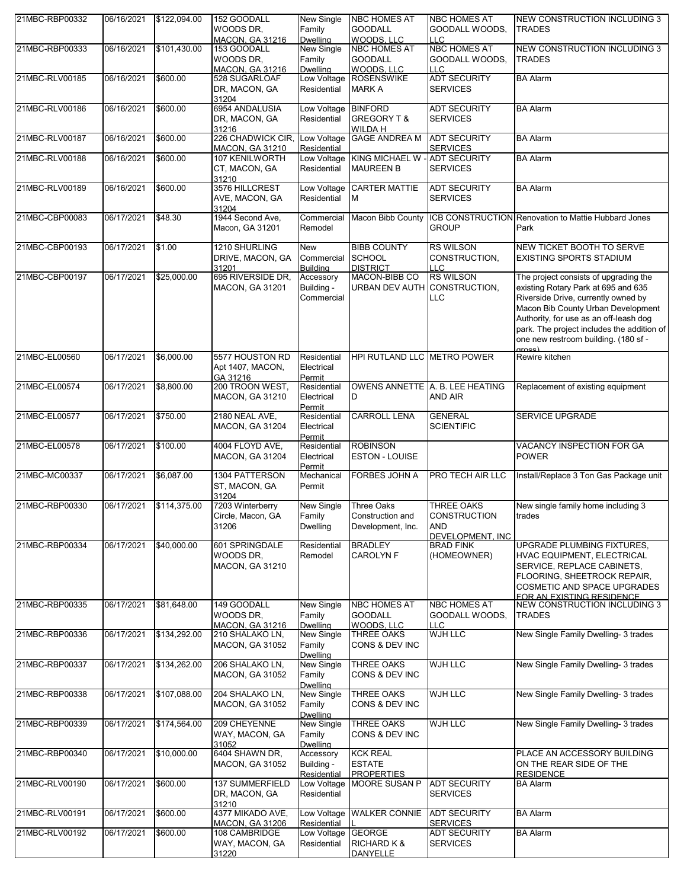| | | | | | | | |
|---|---|---|---|---|---|---|---|
| 21MBC-RBP00332 | 06/16/2021 | $122,094.00 | 152 GOODALL WOODS DR, MACON, GA 31216 | New Single Family Dwelling | NBC HOMES AT GOODALL WOODS, LLC | NBC HOMES AT GOODALL WOODS, LLC | NEW CONSTRUCTION INCLUDING 3 TRADES |
| 21MBC-RBP00333 | 06/16/2021 | $101,430.00 | 153 GOODALL WOODS DR, MACON, GA 31216 | New Single Family Dwelling | NBC HOMES AT GOODALL WOODS, LLC | NBC HOMES AT GOODALL WOODS, LLC | NEW CONSTRUCTION INCLUDING 3 TRADES |
| 21MBC-RLV00185 | 06/16/2021 | $600.00 | 528 SUGARLOAF DR, MACON, GA 31204 | Low Voltage Residential | ROSENSWIKE MARK A | ADT SECURITY SERVICES | BA Alarm |
| 21MBC-RLV00186 | 06/16/2021 | $600.00 | 6954 ANDALUSIA DR, MACON, GA 31216 | Low Voltage Residential | BINFORD GREGORY T & WILDA H | ADT SECURITY SERVICES | BA Alarm |
| 21MBC-RLV00187 | 06/16/2021 | $600.00 | 226 CHADWICK CIR, MACON, GA 31210 | Low Voltage Residential | GAGE ANDREA M | ADT SECURITY SERVICES | BA Alarm |
| 21MBC-RLV00188 | 06/16/2021 | $600.00 | 107 KENILWORTH CT, MACON, GA 31210 | Low Voltage Residential | KING MICHAEL W - MAUREEN B | ADT SECURITY SERVICES | BA Alarm |
| 21MBC-RLV00189 | 06/16/2021 | $600.00 | 3576 HILLCREST AVE, MACON, GA 31204 | Low Voltage Residential | CARTER MATTIE M | ADT SECURITY SERVICES | BA Alarm |
| 21MBC-CBP00083 | 06/17/2021 | $48.30 | 1944 Second Ave, Macon, GA 31201 | Commercial Remodel | Macon Bibb County | ICB CONSTRUCTION GROUP | Renovation to Mattie Hubbard Jones Park |
| 21MBC-CBP00193 | 06/17/2021 | $1.00 | 1210 SHURLING DRIVE, MACON, GA 31201 | New Commercial Building | BIBB COUNTY SCHOOL DISTRICT | RS WILSON CONSTRUCTION, LLC | NEW TICKET BOOTH TO SERVE EXISTING SPORTS STADIUM |
| 21MBC-CBP00197 | 06/17/2021 | $25,000.00 | 695 RIVERSIDE DR, MACON, GA 31201 | Accessory Building - Commercial | MACON-BIBB CO URBAN DEV AUTH | RS WILSON CONSTRUCTION, LLC | The project consists of upgrading the existing Rotary Park at 695 and 635 Riverside Drive, currently owned by Macon Bib County Urban Development Authority, for use as an off-leash dog park. The project includes the addition of one new restroom building. (180 sf - gross) |
| 21MBC-EL00560 | 06/17/2021 | $6,000.00 | 5577 HOUSTON RD Apt 1407, MACON, GA 31216 | Residential Electrical Permit | HPI RUTLAND LLC | METRO POWER | Rewire kitchen |
| 21MBC-EL00574 | 06/17/2021 | $8,800.00 | 200 TROON WEST, MACON, GA 31210 | Residential Electrical Permit | OWENS ANNETTE D | A. B. LEE HEATING AND AIR | Replacement of existing equipment |
| 21MBC-EL00577 | 06/17/2021 | $750.00 | 2180 NEAL AVE, MACON, GA 31204 | Residential Electrical Permit | CARROLL LENA | GENERAL SCIENTIFIC | SERVICE UPGRADE |
| 21MBC-EL00578 | 06/17/2021 | $100.00 | 4004 FLOYD AVE, MACON, GA 31204 | Residential Electrical Permit | ROBINSON ESTON - LOUISE | | VACANCY INSPECTION FOR GA POWER |
| 21MBC-MC00337 | 06/17/2021 | $6,087.00 | 1304 PATTERSON ST, MACON, GA 31204 | Mechanical Permit | FORBES JOHN A | PRO TECH AIR LLC | Install/Replace 3 Ton Gas Package unit |
| 21MBC-RBP00330 | 06/17/2021 | $114,375.00 | 7203 Winterberry Circle, Macon, GA 31206 | New Single Family Dwelling | Three Oaks Construction and Development, Inc. | THREE OAKS CONSTRUCTION AND DEVELOPMENT, INC | New single family home including 3 trades |
| 21MBC-RBP00334 | 06/17/2021 | $40,000.00 | 601 SPRINGDALE WOODS DR, MACON, GA 31210 | Residential Remodel | BRADLEY CAROLYN F | BRAD FINK (HOMEOWNER) | UPGRADE PLUMBING FIXTURES, HVAC EQUIPMENT, ELECTRICAL SERVICE, REPLACE CABINETS, FLOORING, SHEETROCK REPAIR, COSMETIC AND SPACE UPGRADES FOR AN EXISTING RESIDENCE |
| 21MBC-RBP00335 | 06/17/2021 | $81,648.00 | 149 GOODALL WOODS DR, MACON, GA 31216 | New Single Family Dwelling | NBC HOMES AT GOODALL WOODS, LLC | NBC HOMES AT GOODALL WOODS, LLC | NEW CONSTRUCTION INCLUDING 3 TRADES |
| 21MBC-RBP00336 | 06/17/2021 | $134,292.00 | 210 SHALAKO LN, MACON, GA 31052 | New Single Family Dwelling | THREE OAKS CONS & DEV INC | WJH LLC | New Single Family Dwelling- 3 trades |
| 21MBC-RBP00337 | 06/17/2021 | $134,262.00 | 206 SHALAKO LN, MACON, GA 31052 | New Single Family Dwelling | THREE OAKS CONS & DEV INC | WJH LLC | New Single Family Dwelling- 3 trades |
| 21MBC-RBP00338 | 06/17/2021 | $107,088.00 | 204 SHALAKO LN, MACON, GA 31052 | New Single Family Dwelling | THREE OAKS CONS & DEV INC | WJH LLC | New Single Family Dwelling- 3 trades |
| 21MBC-RBP00339 | 06/17/2021 | $174,564.00 | 209 CHEYENNE WAY, MACON, GA 31052 | New Single Family Dwelling | THREE OAKS CONS & DEV INC | WJH LLC | New Single Family Dwelling- 3 trades |
| 21MBC-RBP00340 | 06/17/2021 | $10,000.00 | 6404 SHAWN DR, MACON, GA 31052 | Accessory Building - Residential | KCK REAL ESTATE PROPERTIES | | PLACE AN ACCESSORY BUILDING ON THE REAR SIDE OF THE RESIDENCE |
| 21MBC-RLV00190 | 06/17/2021 | $600.00 | 137 SUMMERFIELD DR, MACON, GA 31210 | Low Voltage Residential | MOORE SUSAN P | ADT SECURITY SERVICES | BA Alarm |
| 21MBC-RLV00191 | 06/17/2021 | $600.00 | 4377 MIKADO AVE, MACON, GA 31206 | Low Voltage Residential | WALKER CONNIE L | ADT SECURITY SERVICES | BA Alarm |
| 21MBC-RLV00192 | 06/17/2021 | $600.00 | 108 CAMBRIDGE WAY, MACON, GA 31220 | Low Voltage Residential | GEORGE RICHARD K & DANYELLE | ADT SECURITY SERVICES | BA Alarm |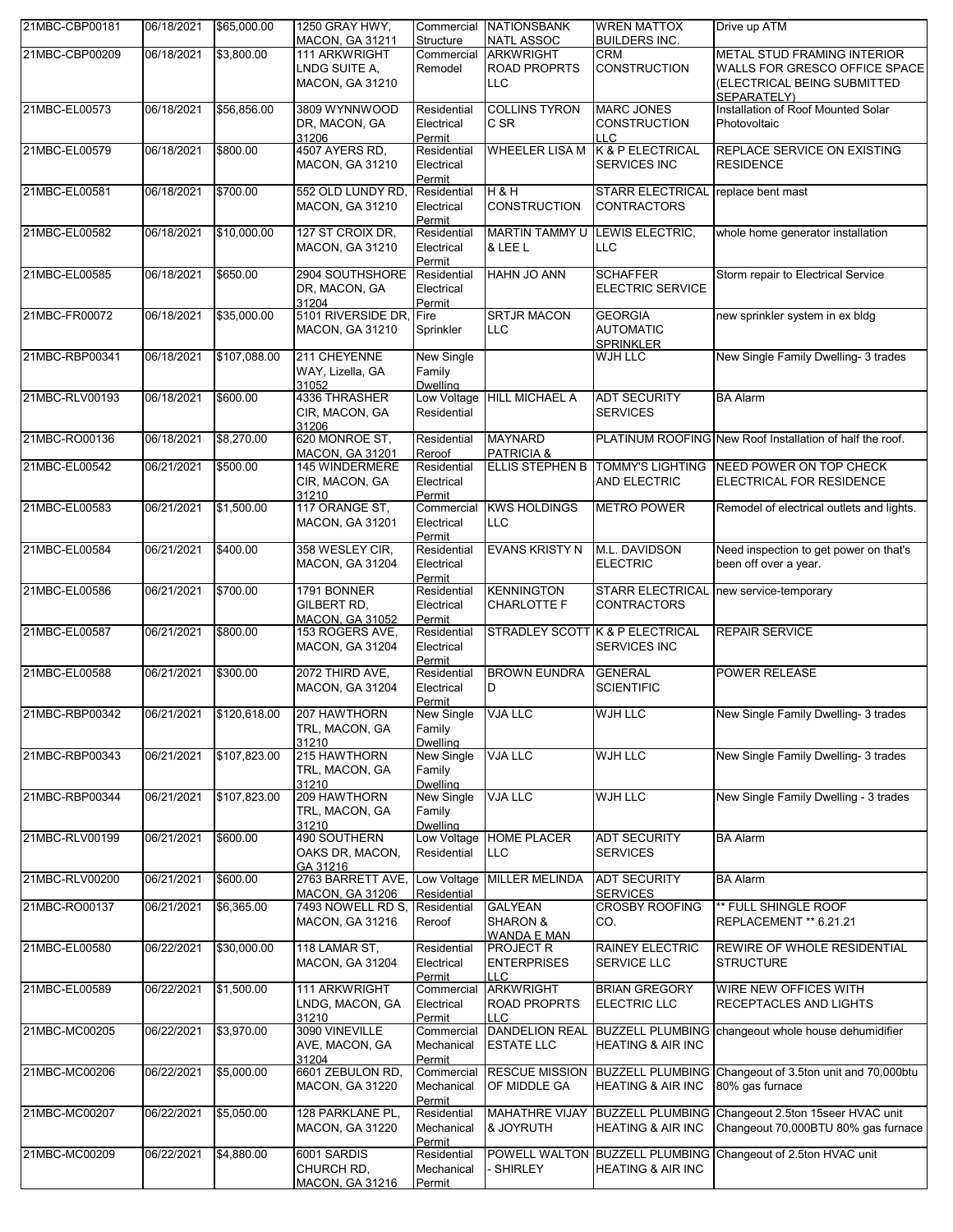| | | | | | | | |
|---|---|---|---|---|---|---|---|
| 21MBC-CBP00181 | 06/18/2021 | $65,000.00 | 1250 GRAY HWY, MACON, GA 31211 | Commercial Structure | NATIONSBANK NATL ASSOC | WREN MATTOX BUILDERS INC. | Drive up ATM |
| 21MBC-CBP00209 | 06/18/2021 | $3,800.00 | 111 ARKWRIGHT LNDG SUITE A, MACON, GA 31210 | Commercial Remodel | ARKWRIGHT ROAD PROPRTS LLC | CRM CONSTRUCTION | METAL STUD FRAMING INTERIOR WALLS FOR GRESCO OFFICE SPACE (ELECTRICAL BEING SUBMITTED SEPARATELY) |
| 21MBC-EL00573 | 06/18/2021 | $56,856.00 | 3809 WYNNWOOD DR, MACON, GA 31206 | Residential Electrical Permit | COLLINS TYRON C SR | MARC JONES CONSTRUCTION LLC | Installation of Roof Mounted Solar Photovoltaic |
| 21MBC-EL00579 | 06/18/2021 | $800.00 | 4507 AYERS RD, MACON, GA 31210 | Residential Electrical Permit | WHEELER LISA M | K & P ELECTRICAL SERVICES INC | REPLACE SERVICE ON EXISTING RESIDENCE |
| 21MBC-EL00581 | 06/18/2021 | $700.00 | 552 OLD LUNDY RD, MACON, GA 31210 | Residential Electrical Permit | H & H CONSTRUCTION | STARR ELECTRICAL CONTRACTORS | replace bent mast |
| 21MBC-EL00582 | 06/18/2021 | $10,000.00 | 127 ST CROIX DR, MACON, GA 31210 | Residential Electrical Permit | MARTIN TAMMY U & LEE L | LEWIS ELECTRIC, LLC | whole home generator installation |
| 21MBC-EL00585 | 06/18/2021 | $650.00 | 2904 SOUTHSHORE DR, MACON, GA 31204 | Residential Electrical Permit | HAHN JO ANN | SCHAFFER ELECTRIC SERVICE | Storm repair to Electrical Service |
| 21MBC-FR00072 | 06/18/2021 | $35,000.00 | 5101 RIVERSIDE DR, MACON, GA 31210 | Fire Sprinkler | SRTJR MACON LLC | GEORGIA AUTOMATIC SPRINKLER | new sprinkler system in ex bldg |
| 21MBC-RBP00341 | 06/18/2021 | $107,088.00 | 211 CHEYENNE WAY, Lizella, GA 31052 | New Single Family Dwelling | | WJH LLC | New Single Family Dwelling- 3 trades |
| 21MBC-RLV00193 | 06/18/2021 | $600.00 | 4336 THRASHER CIR, MACON, GA 31206 | Low Voltage Residential | HILL MICHAEL A | ADT SECURITY SERVICES | BA Alarm |
| 21MBC-RO00136 | 06/18/2021 | $8,270.00 | 620 MONROE ST, MACON, GA 31201 | Residential Reroof | MAYNARD PATRICIA & | PLATINUM ROOFING | New Roof Installation of half the roof. |
| 21MBC-EL00542 | 06/21/2021 | $500.00 | 145 WINDERMERE CIR, MACON, GA 31210 | Residential Electrical Permit | ELLIS STEPHEN B | TOMMY'S LIGHTING AND ELECTRIC | NEED POWER ON TOP CHECK ELECTRICAL FOR RESIDENCE |
| 21MBC-EL00583 | 06/21/2021 | $1,500.00 | 117 ORANGE ST, MACON, GA 31201 | Commercial Electrical Permit | KWS HOLDINGS LLC | METRO POWER | Remodel of electrical outlets and lights. |
| 21MBC-EL00584 | 06/21/2021 | $400.00 | 358 WESLEY CIR, MACON, GA 31204 | Residential Electrical Permit | EVANS KRISTY N | M.L. DAVIDSON ELECTRIC | Need inspection to get power on that's been off over a year. |
| 21MBC-EL00586 | 06/21/2021 | $700.00 | 1791 BONNER GILBERT RD, MACON, GA 31052 | Residential Electrical Permit | KENNINGTON CHARLOTTE F | STARR ELECTRICAL CONTRACTORS | new service-temporary |
| 21MBC-EL00587 | 06/21/2021 | $800.00 | 153 ROGERS AVE, MACON, GA 31204 | Residential Electrical Permit | STRADLEY SCOTT | K & P ELECTRICAL SERVICES INC | REPAIR SERVICE |
| 21MBC-EL00588 | 06/21/2021 | $300.00 | 2072 THIRD AVE, MACON, GA 31204 | Residential Electrical Permit | BROWN EUNDRA D | GENERAL SCIENTIFIC | POWER RELEASE |
| 21MBC-RBP00342 | 06/21/2021 | $120,618.00 | 207 HAWTHORN TRL, MACON, GA 31210 | New Single Family Dwelling | VJA LLC | WJH LLC | New Single Family Dwelling- 3 trades |
| 21MBC-RBP00343 | 06/21/2021 | $107,823.00 | 215 HAWTHORN TRL, MACON, GA 31210 | New Single Family Dwelling | VJA LLC | WJH LLC | New Single Family Dwelling- 3 trades |
| 21MBC-RBP00344 | 06/21/2021 | $107,823.00 | 209 HAWTHORN TRL, MACON, GA 31210 | New Single Family Dwelling | VJA LLC | WJH LLC | New Single Family Dwelling - 3 trades |
| 21MBC-RLV00199 | 06/21/2021 | $600.00 | 490 SOUTHERN OAKS DR, MACON, GA 31216 | Low Voltage Residential | HOME PLACER LLC | ADT SECURITY SERVICES | BA Alarm |
| 21MBC-RLV00200 | 06/21/2021 | $600.00 | 2763 BARRETT AVE, MACON, GA 31206 | Low Voltage Residential | MILLER MELINDA | ADT SECURITY SERVICES | BA Alarm |
| 21MBC-RO00137 | 06/21/2021 | $6,365.00 | 7493 NOWELL RD S, MACON, GA 31216 | Residential Reroof | GALYEAN SHARON & WANDA E MAN | CROSBY ROOFING CO. | ** FULL SHINGLE ROOF REPLACEMENT ** 6.21.21 |
| 21MBC-EL00580 | 06/22/2021 | $30,000.00 | 118 LAMAR ST, MACON, GA 31204 | Residential Electrical Permit | PROJECT R ENTERPRISES LLC | RAINEY ELECTRIC SERVICE LLC | REWIRE OF WHOLE RESIDENTIAL STRUCTURE |
| 21MBC-EL00589 | 06/22/2021 | $1,500.00 | 111 ARKWRIGHT LNDG, MACON, GA 31210 | Commercial Electrical Permit | ARKWRIGHT ROAD PROPRTS LLC | BRIAN GREGORY ELECTRIC LLC | WIRE NEW OFFICES WITH RECEPTACLES AND LIGHTS |
| 21MBC-MC00205 | 06/22/2021 | $3,970.00 | 3090 VINEVILLE AVE, MACON, GA 31204 | Commercial Mechanical Permit | DANDELION REAL ESTATE LLC | BUZZELL PLUMBING HEATING & AIR INC | changeout whole house dehumidifier |
| 21MBC-MC00206 | 06/22/2021 | $5,000.00 | 6601 ZEBULON RD, MACON, GA 31220 | Commercial Mechanical Permit | RESCUE MISSION OF MIDDLE GA | BUZZELL PLUMBING HEATING & AIR INC | Changeout of 3.5ton unit and 70,000btu 80% gas furnace |
| 21MBC-MC00207 | 06/22/2021 | $5,050.00 | 128 PARKLANE PL, MACON, GA 31220 | Residential Mechanical Permit | MAHATHRE VIJAY & JOYRUTH | BUZZELL PLUMBING HEATING & AIR INC | Changeout 2.5ton 15seer HVAC unit Changeout 70,000BTU 80% gas furnace |
| 21MBC-MC00209 | 06/22/2021 | $4,880.00 | 6001 SARDIS CHURCH RD, MACON, GA 31216 | Residential Mechanical Permit | POWELL WALTON - SHIRLEY | BUZZELL PLUMBING HEATING & AIR INC | Changeout of 2.5ton HVAC unit |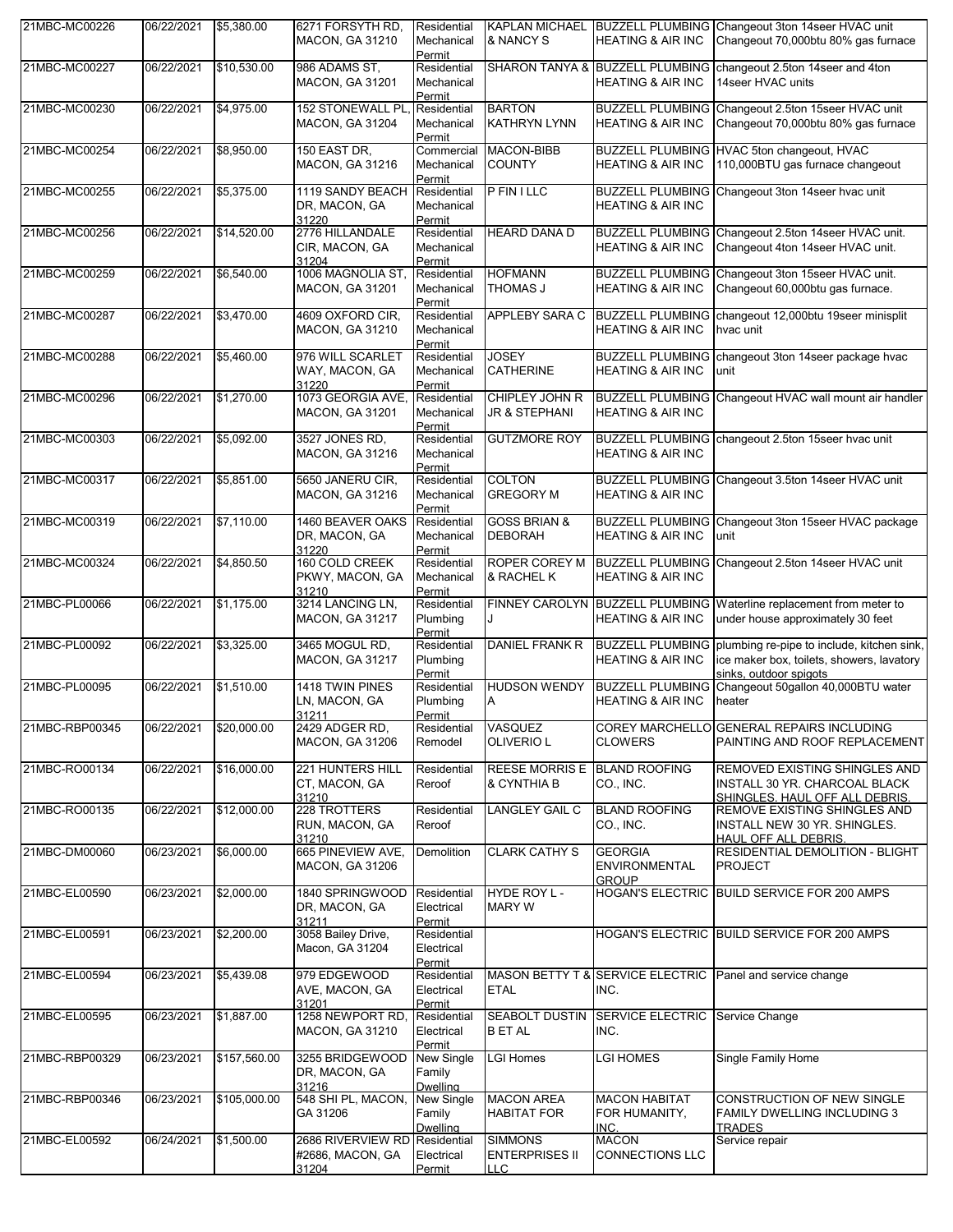| 21MBC-MC00226 | 06/22/2021 | $5,380.00 | 6271 FORSYTH RD, MACON, GA 31210 | Residential Mechanical Permit | KAPLAN MICHAEL & NANCY S | BUZZELL PLUMBING HEATING & AIR INC | Changeout 3ton 14seer HVAC unit Changeout 70,000btu 80% gas furnace |
|---|---|---|---|---|---|---|---|
| 21MBC-MC00227 | 06/22/2021 | $10,530.00 | 986 ADAMS ST, MACON, GA 31201 | Residential Mechanical Permit | SHARON TANYA & | BUZZELL PLUMBING HEATING & AIR INC | changeout 2.5ton 14seer and 4ton 14seer HVAC units |
| 21MBC-MC00230 | 06/22/2021 | $4,975.00 | 152 STONEWALL PL, MACON, GA 31204 | Residential Mechanical Permit | BARTON KATHRYN LYNN | BUZZELL PLUMBING HEATING & AIR INC | Changeout 2.5ton 15seer HVAC unit Changeout 70,000btu 80% gas furnace |
| 21MBC-MC00254 | 06/22/2021 | $8,950.00 | 150 EAST DR, MACON, GA 31216 | Commercial Mechanical Permit | MACON-BIBB COUNTY | BUZZELL PLUMBING HEATING & AIR INC | HVAC 5ton changeout, HVAC 110,000BTU gas furnace changeout |
| 21MBC-MC00255 | 06/22/2021 | $5,375.00 | 1119 SANDY BEACH DR, MACON, GA 31220 | Residential Mechanical Permit | P FIN I LLC | BUZZELL PLUMBING HEATING & AIR INC | Changeout 3ton 14seer hvac unit |
| 21MBC-MC00256 | 06/22/2021 | $14,520.00 | 2776 HILLANDALE CIR, MACON, GA 31204 | Residential Mechanical Permit | HEARD DANA D | BUZZELL PLUMBING HEATING & AIR INC | Changeout 2.5ton 14seer HVAC unit. Changeout 4ton 14seer HVAC unit. |
| 21MBC-MC00259 | 06/22/2021 | $6,540.00 | 1006 MAGNOLIA ST, MACON, GA 31201 | Residential Mechanical Permit | HOFMANN THOMAS J | BUZZELL PLUMBING HEATING & AIR INC | Changeout 3ton 15seer HVAC unit. Changeout 60,000btu gas furnace. |
| 21MBC-MC00287 | 06/22/2021 | $3,470.00 | 4609 OXFORD CIR, MACON, GA 31210 | Residential Mechanical Permit | APPLEBY SARA C | BUZZELL PLUMBING HEATING & AIR INC | changeout 12,000btu 19seer minisplit hvac unit |
| 21MBC-MC00288 | 06/22/2021 | $5,460.00 | 976 WILL SCARLET WAY, MACON, GA 31220 | Residential Mechanical Permit | JOSEY CATHERINE | BUZZELL PLUMBING HEATING & AIR INC | changeout 3ton 14seer package hvac unit |
| 21MBC-MC00296 | 06/22/2021 | $1,270.00 | 1073 GEORGIA AVE, MACON, GA 31201 | Residential Mechanical Permit | CHIPLEY JOHN R JR & STEPHANI | BUZZELL PLUMBING HEATING & AIR INC | Changeout HVAC wall mount air handler |
| 21MBC-MC00303 | 06/22/2021 | $5,092.00 | 3527 JONES RD, MACON, GA 31216 | Residential Mechanical Permit | GUTZMORE ROY | BUZZELL PLUMBING HEATING & AIR INC | changeout 2.5ton 15seer hvac unit |
| 21MBC-MC00317 | 06/22/2021 | $5,851.00 | 5650 JANERU CIR, MACON, GA 31216 | Residential Mechanical Permit | COLTON GREGORY M | BUZZELL PLUMBING HEATING & AIR INC | Changeout 3.5ton 14seer HVAC unit |
| 21MBC-MC00319 | 06/22/2021 | $7,110.00 | 1460 BEAVER OAKS DR, MACON, GA 31220 | Residential Mechanical Permit | GOSS BRIAN & DEBORAH | BUZZELL PLUMBING HEATING & AIR INC | Changeout 3ton 15seer HVAC package unit |
| 21MBC-MC00324 | 06/22/2021 | $4,850.50 | 160 COLD CREEK PKWY, MACON, GA 31210 | Residential Mechanical Permit | ROPER COREY M & RACHEL K | BUZZELL PLUMBING HEATING & AIR INC | Changeout 2.5ton 14seer HVAC unit |
| 21MBC-PL00066 | 06/22/2021 | $1,175.00 | 3214 LANCING LN, MACON, GA 31217 | Residential Plumbing Permit | FINNEY CAROLYN J | BUZZELL PLUMBING HEATING & AIR INC | Waterline replacement from meter to under house approximately 30 feet |
| 21MBC-PL00092 | 06/22/2021 | $3,325.00 | 3465 MOGUL RD, MACON, GA 31217 | Residential Plumbing Permit | DANIEL FRANK R | BUZZELL PLUMBING HEATING & AIR INC | plumbing re-pipe to include, kitchen sink, ice maker box, toilets, showers, lavatory sinks, outdoor spigots |
| 21MBC-PL00095 | 06/22/2021 | $1,510.00 | 1418 TWIN PINES LN, MACON, GA 31211 | Residential Plumbing Permit | HUDSON WENDY A | BUZZELL PLUMBING HEATING & AIR INC | Changeout 50gallon 40,000BTU water heater |
| 21MBC-RBP00345 | 06/22/2021 | $20,000.00 | 2429 ADGER RD, MACON, GA 31206 | Residential Remodel | VASQUEZ OLIVERIO L | COREY MARCHELLO CLOWERS | GENERAL REPAIRS INCLUDING PAINTING AND ROOF REPLACEMENT |
| 21MBC-RO00134 | 06/22/2021 | $16,000.00 | 221 HUNTERS HILL CT, MACON, GA 31210 | Residential Reroof | REESE MORRIS E & CYNTHIA B | BLAND ROOFING CO., INC. | REMOVED EXISTING SHINGLES AND INSTALL 30 YR. CHARCOAL BLACK SHINGLES. HAUL OFF ALL DEBRIS. |
| 21MBC-RO00135 | 06/22/2021 | $12,000.00 | 228 TROTTERS RUN, MACON, GA 31210 | Residential Reroof | LANGLEY GAIL C | BLAND ROOFING CO., INC. | REMOVE EXISTING SHINGLES AND INSTALL NEW 30 YR. SHINGLES. HAUL OFF ALL DEBRIS. |
| 21MBC-DM00060 | 06/23/2021 | $6,000.00 | 665 PINEVIEW AVE, MACON, GA 31206 | Demolition | CLARK CATHY S | GEORGIA ENVIRONMENTAL GROUP | RESIDENTIAL DEMOLITION - BLIGHT PROJECT |
| 21MBC-EL00590 | 06/23/2021 | $2,000.00 | 1840 SPRINGWOOD DR, MACON, GA 31211 | Residential Electrical Permit | HYDE ROY L - MARY W | HOGAN'S ELECTRIC | BUILD SERVICE FOR 200 AMPS |
| 21MBC-EL00591 | 06/23/2021 | $2,200.00 | 3058 Bailey Drive, Macon, GA 31204 | Residential Electrical Permit | | HOGAN'S ELECTRIC | BUILD SERVICE FOR 200 AMPS |
| 21MBC-EL00594 | 06/23/2021 | $5,439.08 | 979 EDGEWOOD AVE, MACON, GA 31201 | Residential Electrical Permit | MASON BETTY T & ETAL | SERVICE ELECTRIC INC. | Panel and service change |
| 21MBC-EL00595 | 06/23/2021 | $1,887.00 | 1258 NEWPORT RD, MACON, GA 31210 | Residential Electrical Permit | SEABOLT DUSTIN B ET AL | SERVICE ELECTRIC INC. | Service Change |
| 21MBC-RBP00329 | 06/23/2021 | $157,560.00 | 3255 BRIDGEWOOD DR, MACON, GA 31216 | New Single Family Dwelling | LGI Homes | LGI HOMES | Single Family Home |
| 21MBC-RBP00346 | 06/23/2021 | $105,000.00 | 548 SHI PL, MACON, GA 31206 | New Single Family Dwelling | MACON AREA HABITAT FOR | MACON HABITAT FOR HUMANITY, INC. | CONSTRUCTION OF NEW SINGLE FAMILY DWELLING INCLUDING 3 TRADES |
| 21MBC-EL00592 | 06/24/2021 | $1,500.00 | 2686 RIVERVIEW RD #2686, MACON, GA 31204 | Residential Electrical Permit | SIMMONS ENTERPRISES II LLC | MACON CONNECTIONS LLC | Service repair |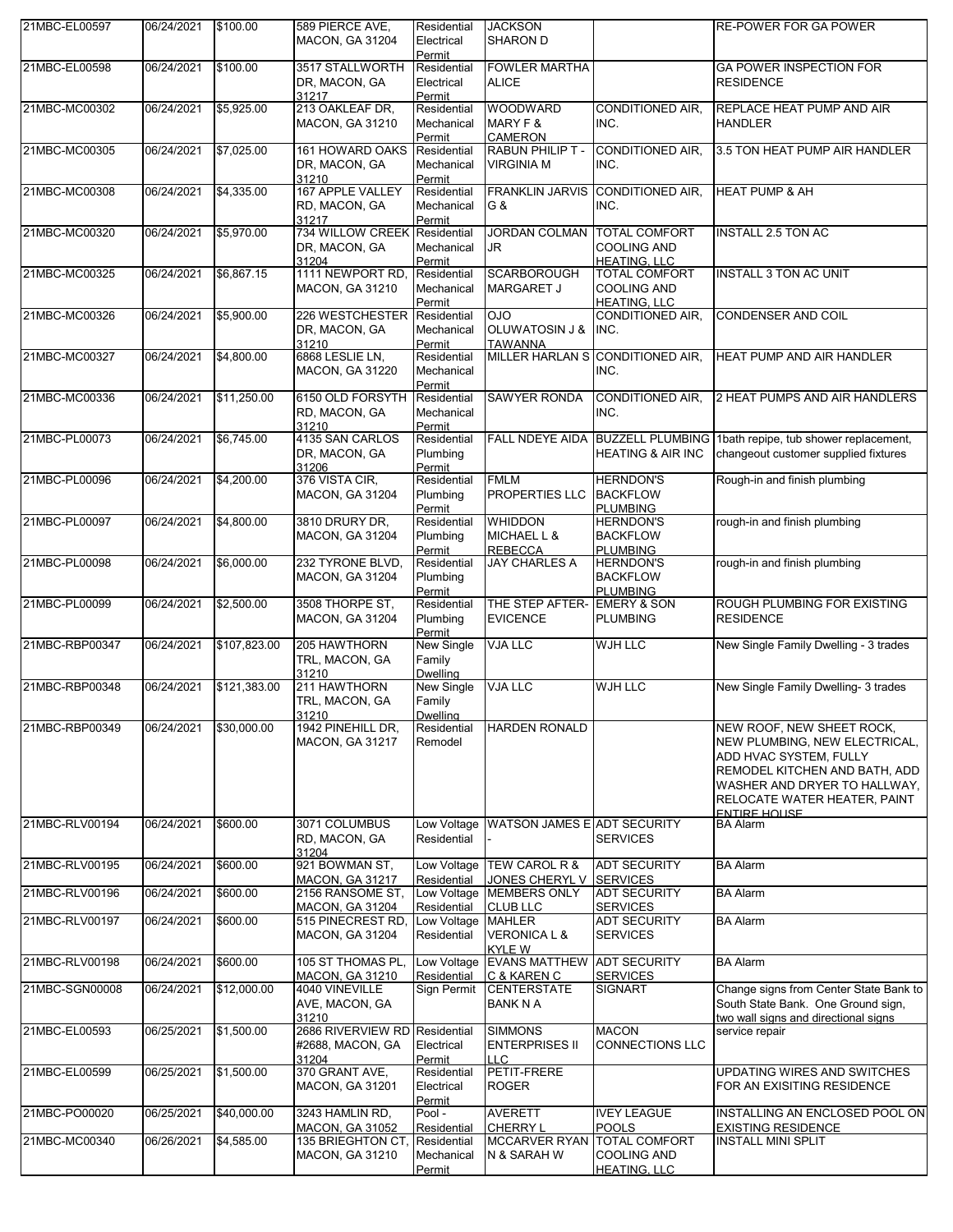| | | | | | | | |
|---|---|---|---|---|---|---|---|
| 21MBC-EL00597 | 06/24/2021 | $100.00 | 589 PIERCE AVE, MACON, GA 31204 | Residential Electrical Permit | JACKSON SHARON D | | RE-POWER FOR GA POWER |
| 21MBC-EL00598 | 06/24/2021 | $100.00 | 3517 STALLWORTH DR, MACON, GA 31217 | Residential Electrical Permit | FOWLER MARTHA ALICE | | GA POWER INSPECTION FOR RESIDENCE |
| 21MBC-MC00302 | 06/24/2021 | $5,925.00 | 213 OAKLEAF DR, MACON, GA 31210 | Residential Mechanical Permit | WOODWARD MARY F & CAMERON | CONDITIONED AIR, INC. | REPLACE HEAT PUMP AND AIR HANDLER |
| 21MBC-MC00305 | 06/24/2021 | $7,025.00 | 161 HOWARD OAKS DR, MACON, GA 31210 | Residential Mechanical Permit | RABUN PHILIP T - VIRGINIA M | CONDITIONED AIR, INC. | 3.5 TON HEAT PUMP AIR HANDLER |
| 21MBC-MC00308 | 06/24/2021 | $4,335.00 | 167 APPLE VALLEY RD, MACON, GA 31217 | Residential Mechanical Permit | FRANKLIN JARVIS G & | CONDITIONED AIR, INC. | HEAT PUMP & AH |
| 21MBC-MC00320 | 06/24/2021 | $5,970.00 | 734 WILLOW CREEK DR, MACON, GA 31204 | Residential Mechanical Permit | JORDAN COLMAN JR | TOTAL COMFORT COOLING AND HEATING, LLC | INSTALL 2.5 TON AC |
| 21MBC-MC00325 | 06/24/2021 | $6,867.15 | 1111 NEWPORT RD, MACON, GA 31210 | Residential Mechanical Permit | SCARBOROUGH MARGARET J | TOTAL COMFORT COOLING AND HEATING, LLC | INSTALL 3 TON AC UNIT |
| 21MBC-MC00326 | 06/24/2021 | $5,900.00 | 226 WESTCHESTER DR, MACON, GA 31210 | Residential Mechanical Permit | OJO OLUWATOSIN J & TAWANNA | CONDITIONED AIR, INC. | CONDENSER AND COIL |
| 21MBC-MC00327 | 06/24/2021 | $4,800.00 | 6868 LESLIE LN, MACON, GA 31220 | Residential Mechanical Permit | MILLER HARLAN S | CONDITIONED AIR, INC. | HEAT PUMP AND AIR HANDLER |
| 21MBC-MC00336 | 06/24/2021 | $11,250.00 | 6150 OLD FORSYTH RD, MACON, GA 31210 | Residential Mechanical Permit | SAWYER RONDA | CONDITIONED AIR, INC. | 2 HEAT PUMPS AND AIR HANDLERS |
| 21MBC-PL00073 | 06/24/2021 | $6,745.00 | 4135 SAN CARLOS DR, MACON, GA 31206 | Residential Plumbing Permit | FALL NDEYE AIDA | BUZZELL PLUMBING HEATING & AIR INC | 1bath repipe, tub shower replacement, changeout customer supplied fixtures |
| 21MBC-PL00096 | 06/24/2021 | $4,200.00 | 376 VISTA CIR, MACON, GA 31204 | Residential Plumbing Permit | FMLM PROPERTIES LLC | HERNDON'S BACKFLOW PLUMBING | Rough-in and finish plumbing |
| 21MBC-PL00097 | 06/24/2021 | $4,800.00 | 3810 DRURY DR, MACON, GA 31204 | Residential Plumbing Permit | WHIDDON MICHAEL L & REBECCA | HERNDON'S BACKFLOW PLUMBING | rough-in and finish plumbing |
| 21MBC-PL00098 | 06/24/2021 | $6,000.00 | 232 TYRONE BLVD, MACON, GA 31204 | Residential Plumbing Permit | JAY CHARLES A | HERNDON'S BACKFLOW PLUMBING | rough-in and finish plumbing |
| 21MBC-PL00099 | 06/24/2021 | $2,500.00 | 3508 THORPE ST, MACON, GA 31204 | Residential Plumbing Permit | THE STEP AFTER-EVICENCE | EMERY & SON PLUMBING | ROUGH PLUMBING FOR EXISTING RESIDENCE |
| 21MBC-RBP00347 | 06/24/2021 | $107,823.00 | 205 HAWTHORN TRL, MACON, GA 31210 | New Single Family Dwelling | VJA LLC | WJH LLC | New Single Family Dwelling - 3 trades |
| 21MBC-RBP00348 | 06/24/2021 | $121,383.00 | 211 HAWTHORN TRL, MACON, GA 31210 | New Single Family Dwelling | VJA LLC | WJH LLC | New Single Family Dwelling- 3 trades |
| 21MBC-RBP00349 | 06/24/2021 | $30,000.00 | 1942 PINEHILL DR, MACON, GA 31217 | Residential Remodel | HARDEN RONALD | | NEW ROOF, NEW SHEET ROCK, NEW PLUMBING, NEW ELECTRICAL, ADD HVAC SYSTEM, FULLY REMODEL KITCHEN AND BATH, ADD WASHER AND DRYER TO HALLWAY, RELOCATE WATER HEATER, PAINT ENTIRE HOUSE |
| 21MBC-RLV00194 | 06/24/2021 | $600.00 | 3071 COLUMBUS RD, MACON, GA 31204 | Low Voltage Residential | WATSON JAMES E - | ADT SECURITY SERVICES | BA Alarm |
| 21MBC-RLV00195 | 06/24/2021 | $600.00 | 921 BOWMAN ST, MACON, GA 31217 | Low Voltage Residential | TEW CAROL R & JONES CHERYL V | ADT SECURITY SERVICES | BA Alarm |
| 21MBC-RLV00196 | 06/24/2021 | $600.00 | 2156 RANSOME ST, MACON, GA 31204 | Low Voltage Residential | MEMBERS ONLY CLUB LLC | ADT SECURITY SERVICES | BA Alarm |
| 21MBC-RLV00197 | 06/24/2021 | $600.00 | 515 PINECREST RD, MACON, GA 31204 | Low Voltage Residential | MAHLER VERONICA L & KYLE W | ADT SECURITY SERVICES | BA Alarm |
| 21MBC-RLV00198 | 06/24/2021 | $600.00 | 105 ST THOMAS PL, MACON, GA 31210 | Low Voltage Residential | EVANS MATTHEW C & KAREN C | ADT SECURITY SERVICES | BA Alarm |
| 21MBC-SGN00008 | 06/24/2021 | $12,000.00 | 4040 VINEVILLE AVE, MACON, GA 31210 | Sign Permit | CENTERSTATE BANK N A | SIGNART | Change signs from Center State Bank to South State Bank. One Ground sign, two wall signs and directional signs |
| 21MBC-EL00593 | 06/25/2021 | $1,500.00 | 2686 RIVERVIEW RD #2688, MACON, GA 31204 | Residential Electrical Permit | SIMMONS ENTERPRISES II LLC | MACON CONNECTIONS LLC | service repair |
| 21MBC-EL00599 | 06/25/2021 | $1,500.00 | 370 GRANT AVE, MACON, GA 31201 | Residential Electrical Permit | PETIT-FRERE ROGER | | UPDATING WIRES AND SWITCHES FOR AN EXISITING RESIDENCE |
| 21MBC-PO00020 | 06/25/2021 | $40,000.00 | 3243 HAMLIN RD, MACON, GA 31052 | Pool - Residential | AVERETT CHERRY L | IVEY LEAGUE POOLS | INSTALLING AN ENCLOSED POOL ON EXISTING RESIDENCE |
| 21MBC-MC00340 | 06/26/2021 | $4,585.00 | 135 BRIEGHTON CT, MACON, GA 31210 | Residential Mechanical Permit | MCCARVER RYAN N & SARAH W | TOTAL COMFORT COOLING AND HEATING, LLC | INSTALL MINI SPLIT |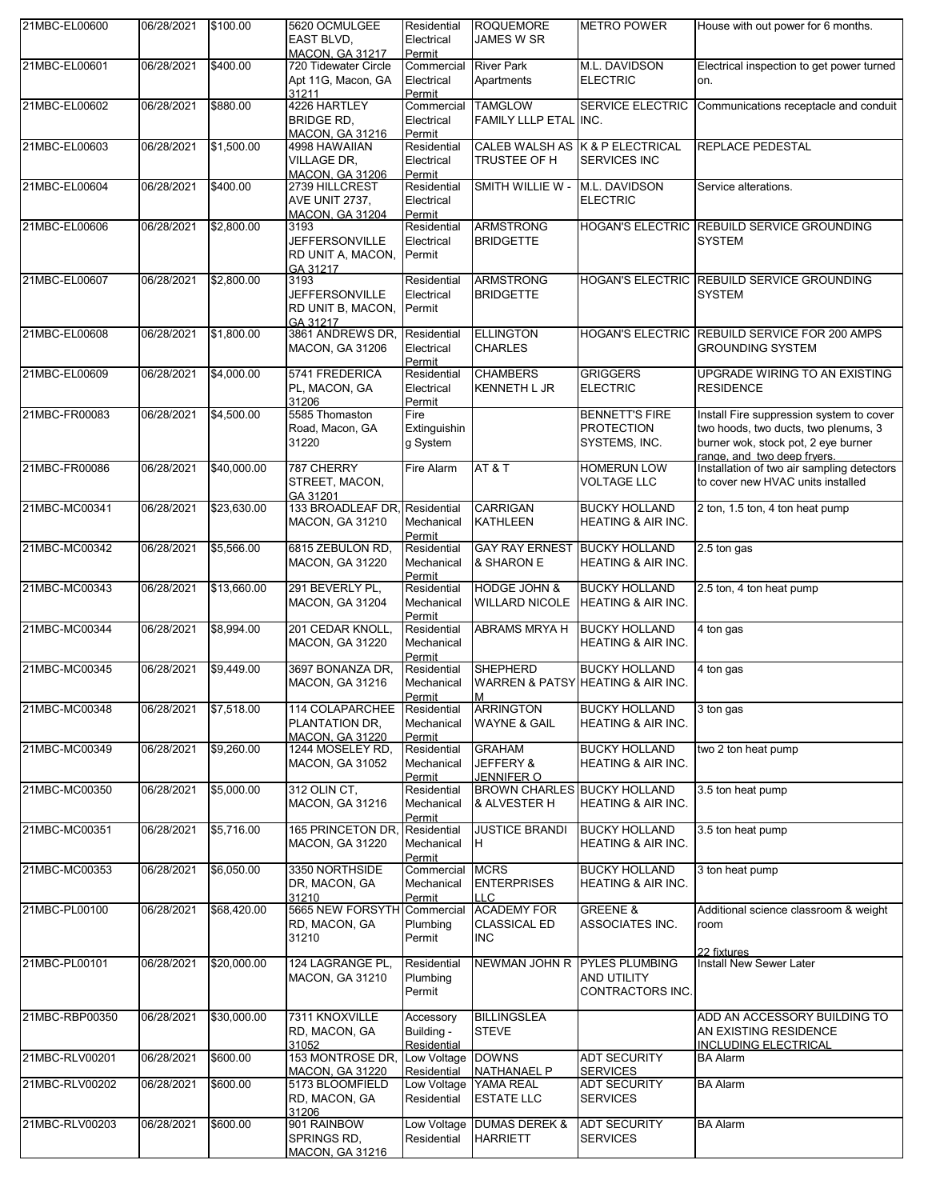| 21MBC-EL00600 | 06/28/2021 | $100.00 | 5620 OCMULGEE EAST BLVD, MACON, GA 31217 | Residential Electrical Permit | ROQUEMORE JAMES W SR | METRO POWER | House with out power for 6 months. |
|---|---|---|---|---|---|---|---|
| 21MBC-EL00601 | 06/28/2021 | $400.00 | 720 Tidewater Circle Apt 11G, Macon, GA 31211 | Commercial Electrical Permit | River Park Apartments | M.L. DAVIDSON ELECTRIC | Electrical inspection to get power turned on. |
| 21MBC-EL00602 | 06/28/2021 | $880.00 | 4226 HARTLEY BRIDGE RD, MACON, GA 31216 | Commercial Electrical Permit | TAMGLOW FAMILY LLLP ETAL | SERVICE ELECTRIC INC. | Communications receptacle and conduit |
| 21MBC-EL00603 | 06/28/2021 | $1,500.00 | 4998 HAWAIIAN VILLAGE DR, MACON, GA 31206 | Residential Electrical Permit | CALEB WALSH AS TRUSTEE OF H | K & P ELECTRICAL SERVICES INC | REPLACE PEDESTAL |
| 21MBC-EL00604 | 06/28/2021 | $400.00 | 2739 HILLCREST AVE UNIT 2737, MACON, GA 31204 | Residential Electrical Permit | SMITH WILLIE W - | M.L. DAVIDSON ELECTRIC | Service alterations. |
| 21MBC-EL00606 | 06/28/2021 | $2,800.00 | 3193 JEFFERSONVILLE RD UNIT A, MACON, GA 31217 | Residential Electrical Permit | ARMSTRONG BRIDGETTE | HOGAN'S ELECTRIC | REBUILD SERVICE GROUNDING SYSTEM |
| 21MBC-EL00607 | 06/28/2021 | $2,800.00 | 3193 JEFFERSONVILLE RD UNIT B, MACON, GA 31217 | Residential Electrical Permit | ARMSTRONG BRIDGETTE | HOGAN'S ELECTRIC | REBUILD SERVICE GROUNDING SYSTEM |
| 21MBC-EL00608 | 06/28/2021 | $1,800.00 | 3861 ANDREWS DR, MACON, GA 31206 | Residential Electrical Permit | ELLINGTON CHARLES | HOGAN'S ELECTRIC | REBUILD SERVICE FOR 200 AMPS GROUNDING SYSTEM |
| 21MBC-EL00609 | 06/28/2021 | $4,000.00 | 5741 FREDERICA PL, MACON, GA 31206 | Residential Electrical Permit | CHAMBERS KENNETH L JR | GRIGGERS ELECTRIC | UPGRADE WIRING TO AN EXISTING RESIDENCE |
| 21MBC-FR00083 | 06/28/2021 | $4,500.00 | 5585 Thomaston Road, Macon, GA 31220 | Fire Extinguishing System | | BENNETT'S FIRE PROTECTION SYSTEMS, INC. | Install Fire suppression system to cover two hoods, two ducts, two plenums, 3 burner wok, stock pot, 2 eye burner range, and two deep fryers. |
| 21MBC-FR00086 | 06/28/2021 | $40,000.00 | 787 CHERRY STREET, MACON, GA 31201 | Fire Alarm | AT & T | HOMERUN LOW VOLTAGE LLC | Installation of two air sampling detectors to cover new HVAC units installed |
| 21MBC-MC00341 | 06/28/2021 | $23,630.00 | 133 BROADLEAF DR, MACON, GA 31210 | Residential Mechanical Permit | CARRIGAN KATHLEEN | BUCKY HOLLAND HEATING & AIR INC. | 2 ton, 1.5 ton, 4 ton heat pump |
| 21MBC-MC00342 | 06/28/2021 | $5,566.00 | 6815 ZEBULON RD, MACON, GA 31220 | Residential Mechanical Permit | GAY RAY ERNEST & SHARON E | BUCKY HOLLAND HEATING & AIR INC. | 2.5 ton gas |
| 21MBC-MC00343 | 06/28/2021 | $13,660.00 | 291 BEVERLY PL, MACON, GA 31204 | Residential Mechanical Permit | HODGE JOHN & WILLARD NICOLE | BUCKY HOLLAND HEATING & AIR INC. | 2.5 ton, 4 ton heat pump |
| 21MBC-MC00344 | 06/28/2021 | $8,994.00 | 201 CEDAR KNOLL, MACON, GA 31220 | Residential Mechanical Permit | ABRAMS MRYA H | BUCKY HOLLAND HEATING & AIR INC. | 4 ton gas |
| 21MBC-MC00345 | 06/28/2021 | $9,449.00 | 3697 BONANZA DR, MACON, GA 31216 | Residential Mechanical Permit | SHEPHERD WARREN & PATSY M | BUCKY HOLLAND HEATING & AIR INC. | 4 ton gas |
| 21MBC-MC00348 | 06/28/2021 | $7,518.00 | 114 COLAPARCHEE PLANTATION DR, MACON, GA 31220 | Residential Mechanical Permit | ARRINGTON WAYNE & GAIL | BUCKY HOLLAND HEATING & AIR INC. | 3 ton gas |
| 21MBC-MC00349 | 06/28/2021 | $9,260.00 | 1244 MOSELEY RD, MACON, GA 31052 | Residential Mechanical Permit | GRAHAM JEFFERY & JENNIFER O | BUCKY HOLLAND HEATING & AIR INC. | two 2 ton heat pump |
| 21MBC-MC00350 | 06/28/2021 | $5,000.00 | 312 OLIN CT, MACON, GA 31216 | Residential Mechanical Permit | BROWN CHARLES & ALVESTER H | BUCKY HOLLAND HEATING & AIR INC. | 3.5 ton heat pump |
| 21MBC-MC00351 | 06/28/2021 | $5,716.00 | 165 PRINCETON DR, MACON, GA 31220 | Residential Mechanical Permit | JUSTICE BRANDI H | BUCKY HOLLAND HEATING & AIR INC. | 3.5 ton heat pump |
| 21MBC-MC00353 | 06/28/2021 | $6,050.00 | 3350 NORTHSIDE DR, MACON, GA 31210 | Commercial Mechanical Permit | MCRS ENTERPRISES LLC | BUCKY HOLLAND HEATING & AIR INC. | 3 ton heat pump |
| 21MBC-PL00100 | 06/28/2021 | $68,420.00 | 5665 NEW FORSYTH RD, MACON, GA 31210 | Commercial Plumbing Permit | ACADEMY FOR CLASSICAL ED INC | GREENE & ASSOCIATES INC. | Additional science classroom & weight room<br><br>22 fixtures |
| 21MBC-PL00101 | 06/28/2021 | $20,000.00 | 124 LAGRANGE PL, MACON, GA 31210 | Residential Plumbing Permit | NEWMAN JOHN R | PYLES PLUMBING AND UTILITY CONTRACTORS INC. | Install New Sewer Later |
| 21MBC-RBP00350 | 06/28/2021 | $30,000.00 | 7311 KNOXVILLE RD, MACON, GA 31052 | Accessory Building - Residential | BILLINGSLEA STEVE | | ADD AN ACCESSORY BUILDING TO AN EXISTING RESIDENCE INCLUDING ELECTRICAL |
| 21MBC-RLV00201 | 06/28/2021 | $600.00 | 153 MONTROSE DR, MACON, GA 31220 | Low Voltage Residential | DOWNS NATHANAEL P | ADT SECURITY SERVICES | BA Alarm |
| 21MBC-RLV00202 | 06/28/2021 | $600.00 | 5173 BLOOMFIELD RD, MACON, GA 31206 | Low Voltage Residential | YAMA REAL ESTATE LLC | ADT SECURITY SERVICES | BA Alarm |
| 21MBC-RLV00203 | 06/28/2021 | $600.00 | 901 RAINBOW SPRINGS RD, MACON, GA 31216 | Low Voltage Residential | DUMAS DEREK & HARRIETT | ADT SECURITY SERVICES | BA Alarm |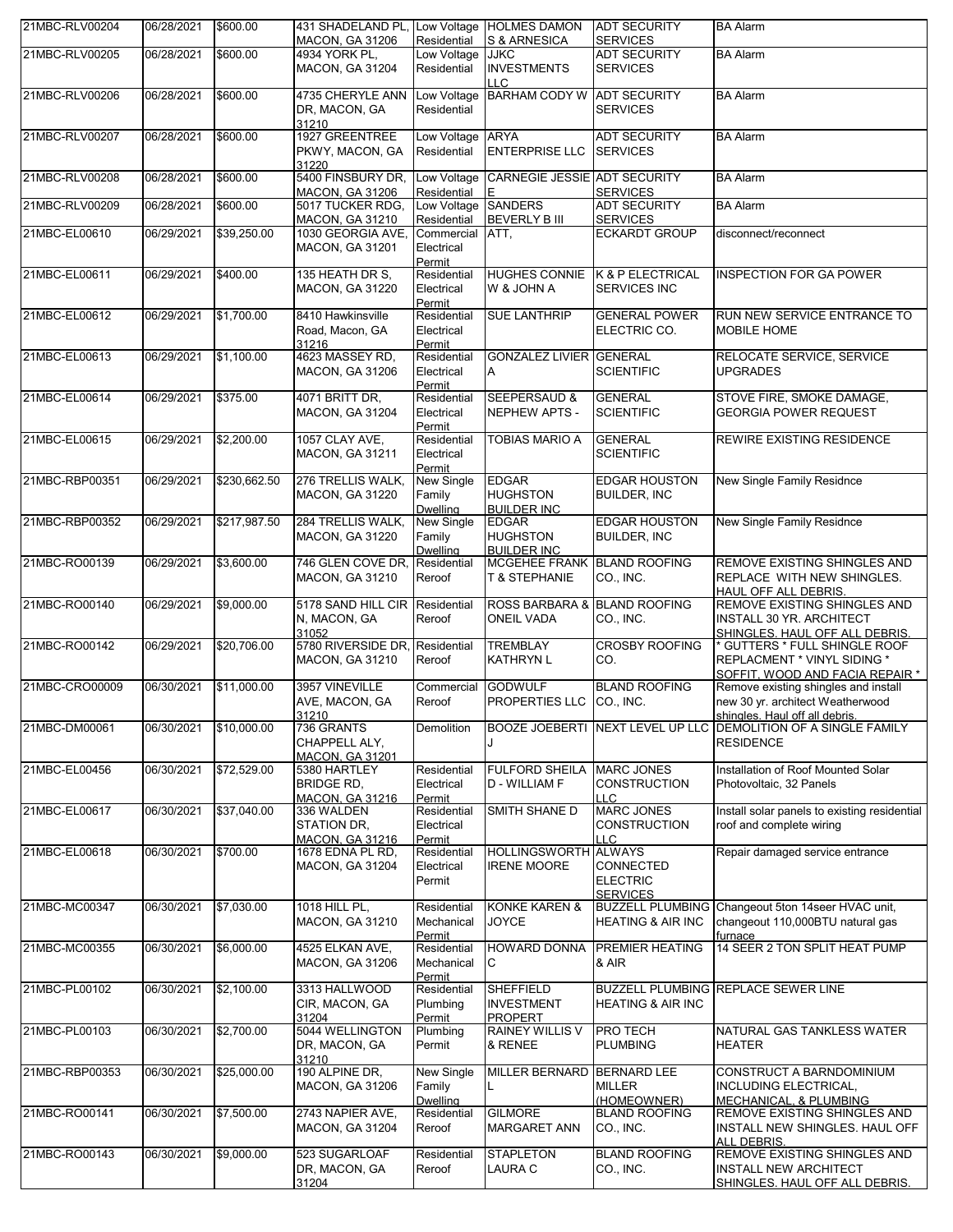| | | | | | | | |
|---|---|---|---|---|---|---|---|
| 21MBC-RLV00204 | 06/28/2021 | $600.00 | 431 SHADELAND PL, MACON, GA 31206 | Low Voltage Residential | HOLMES DAMON S & ARNESICA | ADT SECURITY SERVICES | BA Alarm |
| 21MBC-RLV00205 | 06/28/2021 | $600.00 | 4934 YORK PL, MACON, GA 31204 | Low Voltage Residential | JJKC INVESTMENTS LLC | ADT SECURITY SERVICES | BA Alarm |
| 21MBC-RLV00206 | 06/28/2021 | $600.00 | 4735 CHERYLE ANN DR, MACON, GA 31210 | Low Voltage Residential | BARHAM CODY W | ADT SECURITY SERVICES | BA Alarm |
| 21MBC-RLV00207 | 06/28/2021 | $600.00 | 1927 GREENTREE PKWY, MACON, GA 31220 | Low Voltage Residential | ARYA ENTERPRISE LLC | ADT SECURITY SERVICES | BA Alarm |
| 21MBC-RLV00208 | 06/28/2021 | $600.00 | 5400 FINSBURY DR, MACON, GA 31206 | Low Voltage Residential | CARNEGIE JESSIE E | ADT SECURITY SERVICES | BA Alarm |
| 21MBC-RLV00209 | 06/28/2021 | $600.00 | 5017 TUCKER RDG, MACON, GA 31210 | Low Voltage Residential | SANDERS BEVERLY B III | ADT SECURITY SERVICES | BA Alarm |
| 21MBC-EL00610 | 06/29/2021 | $39,250.00 | 1030 GEORGIA AVE, MACON, GA 31201 | Commercial Electrical Permit | ATT, | ECKARDT GROUP | disconnect/reconnect |
| 21MBC-EL00611 | 06/29/2021 | $400.00 | 135 HEATH DR S, MACON, GA 31220 | Residential Electrical Permit | HUGHES CONNIE W & JOHN A | K & P ELECTRICAL SERVICES INC | INSPECTION FOR GA POWER |
| 21MBC-EL00612 | 06/29/2021 | $1,700.00 | 8410 Hawkinsville Road, Macon, GA 31216 | Residential Electrical Permit | SUE LANTHRIP | GENERAL POWER ELECTRIC CO. | RUN NEW SERVICE ENTRANCE TO MOBILE HOME |
| 21MBC-EL00613 | 06/29/2021 | $1,100.00 | 4623 MASSEY RD, MACON, GA 31206 | Residential Electrical Permit | GONZALEZ LIVIER A | GENERAL SCIENTIFIC | RELOCATE SERVICE, SERVICE UPGRADES |
| 21MBC-EL00614 | 06/29/2021 | $375.00 | 4071 BRITT DR, MACON, GA 31204 | Residential Electrical Permit | SEEPERSAUD & NEPHEW APTS - | GENERAL SCIENTIFIC | STOVE FIRE, SMOKE DAMAGE, GEORGIA POWER REQUEST |
| 21MBC-EL00615 | 06/29/2021 | $2,200.00 | 1057 CLAY AVE, MACON, GA 31211 | Residential Electrical Permit | TOBIAS MARIO A | GENERAL SCIENTIFIC | REWIRE EXISTING RESIDENCE |
| 21MBC-RBP00351 | 06/29/2021 | $230,662.50 | 276 TRELLIS WALK, MACON, GA 31220 | New Single Family Dwelling | EDGAR HUGHSTON BUILDER INC | EDGAR HOUSTON BUILDER, INC | New Single Family Residnce |
| 21MBC-RBP00352 | 06/29/2021 | $217,987.50 | 284 TRELLIS WALK, MACON, GA 31220 | New Single Family Dwelling | EDGAR HUGHSTON BUILDER INC | EDGAR HOUSTON BUILDER, INC | New Single Family Residnce |
| 21MBC-RO00139 | 06/29/2021 | $3,600.00 | 746 GLEN COVE DR, MACON, GA 31210 | Residential Reroof | MCGEHEE FRANK T & STEPHANIE | BLAND ROOFING CO., INC. | REMOVE EXISTING SHINGLES AND REPLACE WITH NEW SHINGLES. HAUL OFF ALL DEBRIS. |
| 21MBC-RO00140 | 06/29/2021 | $9,000.00 | 5178 SAND HILL CIR N, MACON, GA 31052 | Residential Reroof | ROSS BARBARA & ONEIL VADA | BLAND ROOFING CO., INC. | REMOVE EXISTING SHINGLES AND INSTALL 30 YR. ARCHITECT SHINGLES. HAUL OFF ALL DEBRIS. |
| 21MBC-RO00142 | 06/29/2021 | $20,706.00 | 5780 RIVERSIDE DR, MACON, GA 31210 | Residential Reroof | TREMBLAY KATHRYN L | CROSBY ROOFING CO. | * GUTTERS * FULL SHINGLE ROOF REPLACMENT * VINYL SIDING * SOFFIT, WOOD AND FACIA REPAIR * |
| 21MBC-CRO00009 | 06/30/2021 | $11,000.00 | 3957 VINEVILLE AVE, MACON, GA 31210 | Commercial Reroof | GODWULF PROPERTIES LLC | BLAND ROOFING CO., INC. | Remove existing shingles and install new 30 yr. architect Weatherwood shingles. Haul off all debris. |
| 21MBC-DM00061 | 06/30/2021 | $10,000.00 | 736 GRANTS CHAPPELL ALY, MACON, GA 31201 | Demolition | BOOZE JOEBERTI J | NEXT LEVEL UP LLC | DEMOLITION OF A SINGLE FAMILY RESIDENCE |
| 21MBC-EL00456 | 06/30/2021 | $72,529.00 | 5380 HARTLEY BRIDGE RD, MACON, GA 31216 | Residential Electrical Permit | FULFORD SHEILA D - WILLIAM F | MARC JONES CONSTRUCTION LLC | Installation of Roof Mounted Solar Photovoltaic, 32 Panels |
| 21MBC-EL00617 | 06/30/2021 | $37,040.00 | 336 WALDEN STATION DR, MACON, GA 31216 | Residential Electrical Permit | SMITH SHANE D | MARC JONES CONSTRUCTION LLC | Install solar panels to existing residential roof and complete wiring |
| 21MBC-EL00618 | 06/30/2021 | $700.00 | 1678 EDNA PL RD, MACON, GA 31204 | Residential Electrical Permit | HOLLINGSWORTH IRENE MOORE | ALWAYS CONNECTED ELECTRIC SERVICES | Repair damaged service entrance |
| 21MBC-MC00347 | 06/30/2021 | $7,030.00 | 1018 HILL PL, MACON, GA 31210 | Residential Mechanical Permit | KONKE KAREN & JOYCE | BUZZELL PLUMBING HEATING & AIR INC | Changeout 5ton 14seer HVAC unit, changeout 110,000BTU natural gas furnace |
| 21MBC-MC00355 | 06/30/2021 | $6,000.00 | 4525 ELKAN AVE, MACON, GA 31206 | Residential Mechanical Permit | HOWARD DONNA C | PREMIER HEATING & AIR | 14 SEER 2 TON SPLIT HEAT PUMP |
| 21MBC-PL00102 | 06/30/2021 | $2,100.00 | 3313 HALLWOOD CIR, MACON, GA 31204 | Residential Plumbing Permit | SHEFFIELD INVESTMENT PROPERT | BUZZELL PLUMBING HEATING & AIR INC | REPLACE SEWER LINE |
| 21MBC-PL00103 | 06/30/2021 | $2,700.00 | 5044 WELLINGTON DR, MACON, GA 31210 | Plumbing Permit | RAINEY WILLIS V & RENEE | PRO TECH PLUMBING | NATURAL GAS TANKLESS WATER HEATER |
| 21MBC-RBP00353 | 06/30/2021 | $25,000.00 | 190 ALPINE DR, MACON, GA 31206 | New Single Family Dwelling | MILLER BERNARD L | BERNARD LEE MILLER (HOMEOWNER) | CONSTRUCT A BARNDOMINIUM INCLUDING ELECTRICAL, MECHANICAL, & PLUMBING |
| 21MBC-RO00141 | 06/30/2021 | $7,500.00 | 2743 NAPIER AVE, MACON, GA 31204 | Residential Reroof | GILMORE MARGARET ANN | BLAND ROOFING CO., INC. | REMOVE EXISTING SHINGLES AND INSTALL NEW SHINGLES. HAUL OFF ALL DEBRIS. |
| 21MBC-RO00143 | 06/30/2021 | $9,000.00 | 523 SUGARLOAF DR, MACON, GA 31204 | Residential Reroof | STAPLETON LAURA C | BLAND ROOFING CO., INC. | REMOVE EXISTING SHINGLES AND INSTALL NEW ARCHITECT SHINGLES. HAUL OFF ALL DEBRIS. |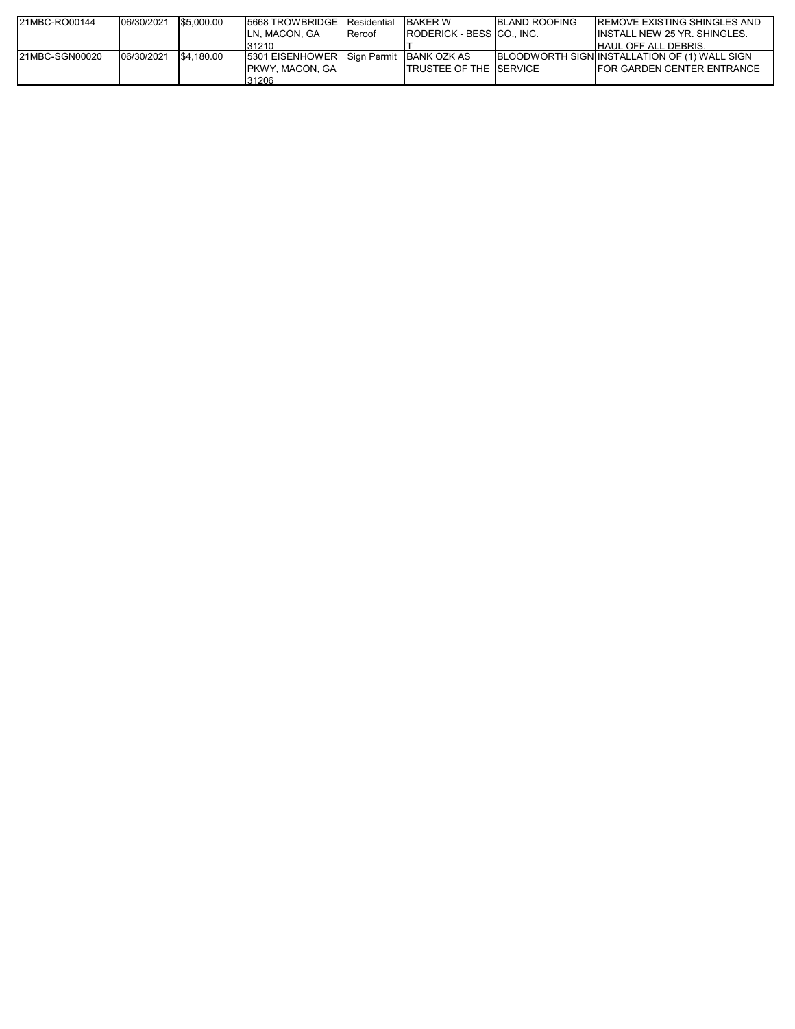| | | | | | | | |
|---|---|---|---|---|---|---|---|
| 21MBC-RO00144 | 06/30/2021 | $5,000.00 | 5668 TROWBRIDGE LN, MACON, GA 31210 | Residential Reroof | BAKER W RODERICK - BESS T | BLAND ROOFING CO., INC. | REMOVE EXISTING SHINGLES AND INSTALL NEW 25 YR. SHINGLES. HAUL OFF ALL DEBRIS. |
| 21MBC-SGN00020 | 06/30/2021 | $4,180.00 | 5301 EISENHOWER PKWY, MACON, GA 31206 | Sign Permit | BANK OZK AS TRUSTEE OF THE | BLOODWORTH SIGN SERVICE | INSTALLATION OF (1) WALL SIGN FOR GARDEN CENTER ENTRANCE |